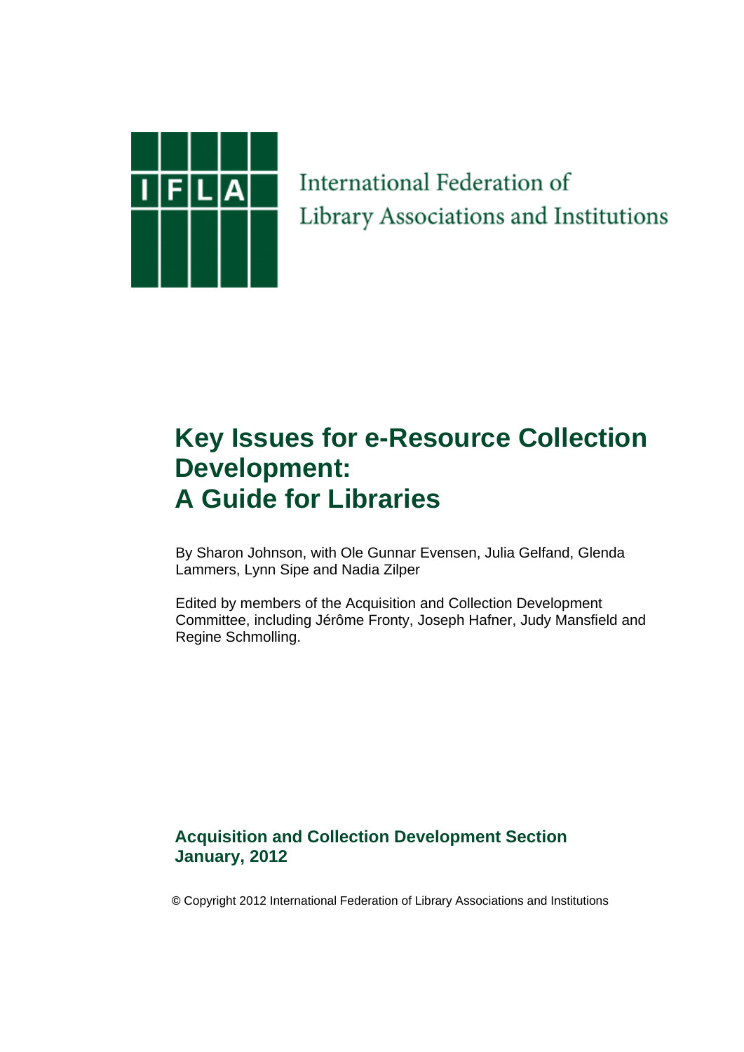International Federation of
Library Associations and Institutions

# Key Issues for e-Resource Collection Development: A Guide for Libraries

By Sharon Johnson, with Ole Gunnar Evensen, Julia Gelfand, Glenda Lammers, Lynn Sipe and Nadia Zilper

Edited by members of the Acquisition and Collection Development Committee, including Jérôme Fronty, Joseph Hafner, Judy Mansfield and Regine Schmolling.

**Acquisition and Collection Development Section**
**January, 2012**

© Copyright 2012 International Federation of Library Associations and Institutions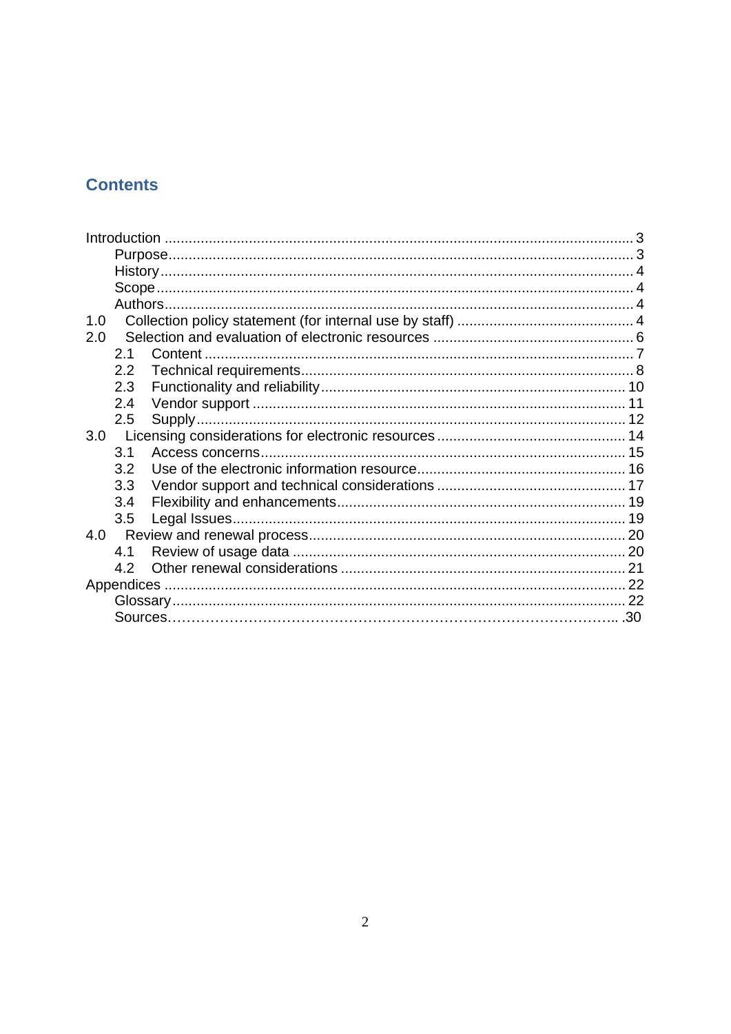## Contents

Introduction ........................................................................................................ 3
- Purpose ........................................................................................................ 3
- History ......................................................................................................... 4
- Scope ........................................................................................................... 4
- Authors ........................................................................................................ 4

1.0 Collection policy statement (for internal use by staff) ................................ 4

2.0 Selection and evaluation of electronic resources ........................................ 6
- 2.1 Content ................................................................................................... 7
- 2.2 Technical requirements ........................................................................... 8
- 2.3 Functionality and reliability ................................................................... 10
- 2.4 Vendor support ...................................................................................... 11
- 2.5 Supply .................................................................................................... 12

3.0 Licensing considerations for electronic resources ..................................... 14
- 3.1 Access concerns ..................................................................................... 15
- 3.2 Use of the electronic information resource ............................................ 16
- 3.3 Vendor support and technical considerations ........................................ 17
- 3.4 Flexibility and enhancements ................................................................ 19
- 3.5 Legal Issues ........................................................................................... 19

4.0 Review and renewal process ...................................................................... 20
- 4.1 Review of usage data ............................................................................. 20
- 4.2 Other renewal considerations ................................................................ 21

Appendices ....................................................................................................... 22
- Glossary ...................................................................................................... 22
- Sources ....................................................................................................... 30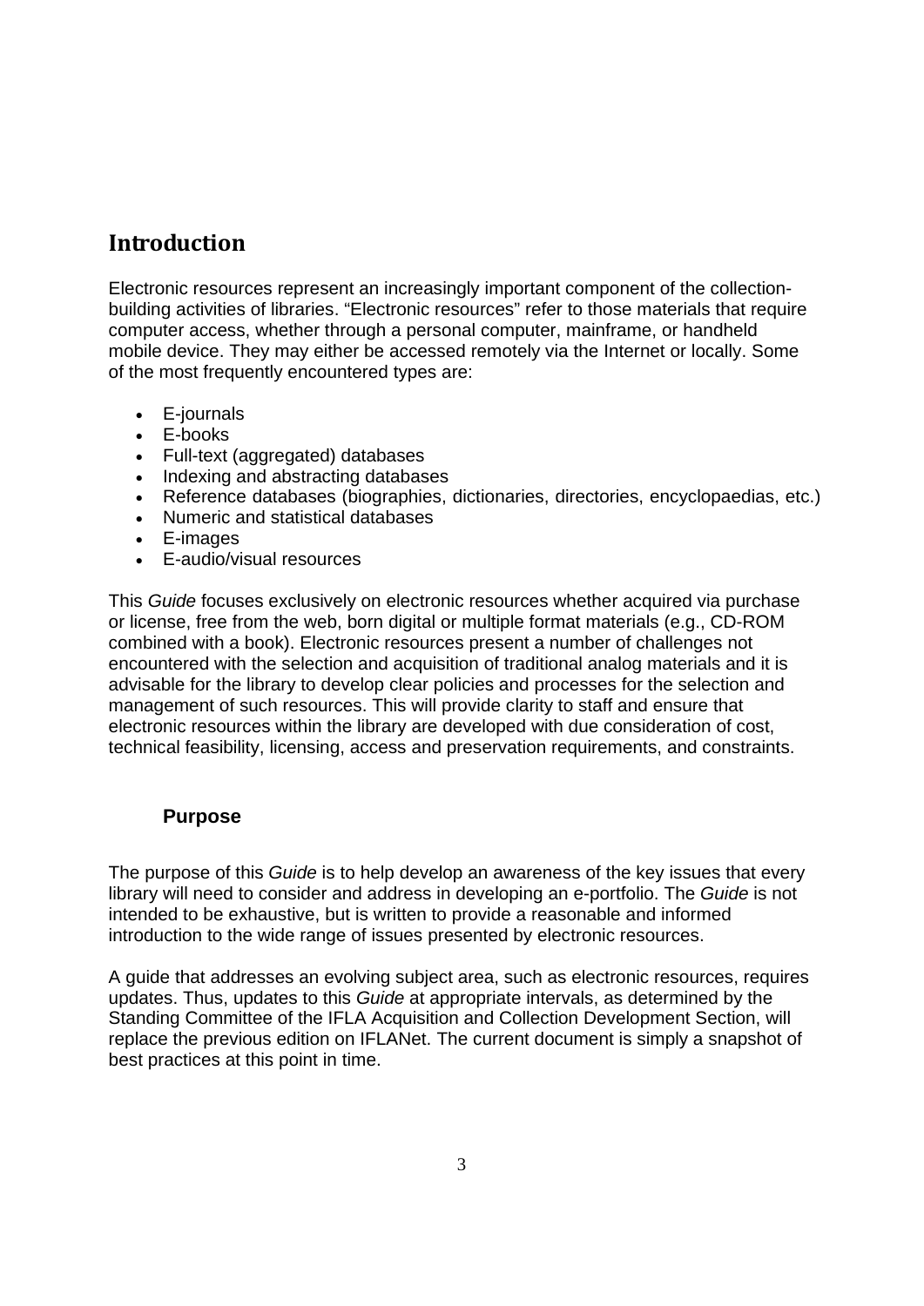## Introduction

Electronic resources represent an increasingly important component of the collection-building activities of libraries. "Electronic resources" refer to those materials that require computer access, whether through a personal computer, mainframe, or handheld mobile device. They may either be accessed remotely via the Internet or locally. Some of the most frequently encountered types are:

- E-journals
- E-books
- Full-text (aggregated) databases
- Indexing and abstracting databases
- Reference databases (biographies, dictionaries, directories, encyclopaedias, etc.)
- Numeric and statistical databases
- E-images
- E-audio/visual resources

This *Guide* focuses exclusively on electronic resources whether acquired via purchase or license, free from the web, born digital or multiple format materials (e.g., CD-ROM combined with a book). Electronic resources present a number of challenges not encountered with the selection and acquisition of traditional analog materials and it is advisable for the library to develop clear policies and processes for the selection and management of such resources. This will provide clarity to staff and ensure that electronic resources within the library are developed with due consideration of cost, technical feasibility, licensing, access and preservation requirements, and constraints.

### Purpose

The purpose of this *Guide* is to help develop an awareness of the key issues that every library will need to consider and address in developing an e-portfolio. The *Guide* is not intended to be exhaustive, but is written to provide a reasonable and informed introduction to the wide range of issues presented by electronic resources.

A guide that addresses an evolving subject area, such as electronic resources, requires updates. Thus, updates to this *Guide* at appropriate intervals, as determined by the Standing Committee of the IFLA Acquisition and Collection Development Section, will replace the previous edition on IFLANet. The current document is simply a snapshot of best practices at this point in time.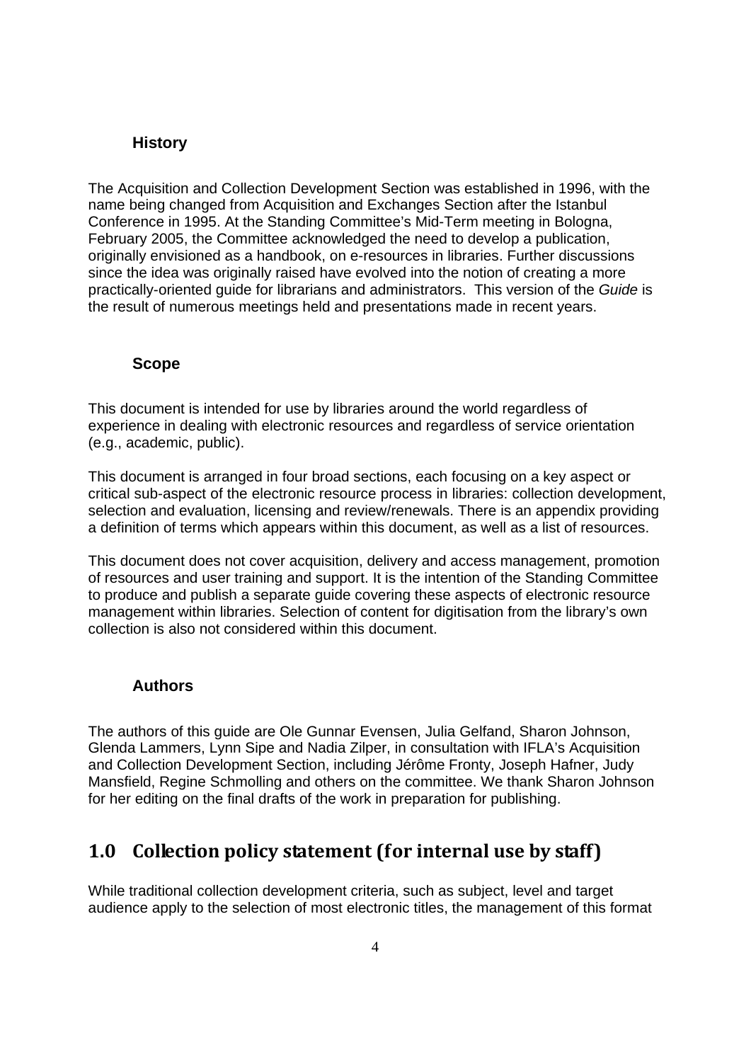### History

The Acquisition and Collection Development Section was established in 1996, with the name being changed from Acquisition and Exchanges Section after the Istanbul Conference in 1995. At the Standing Committee's Mid-Term meeting in Bologna, February 2005, the Committee acknowledged the need to develop a publication, originally envisioned as a handbook, on e-resources in libraries. Further discussions since the idea was originally raised have evolved into the notion of creating a more practically-oriented guide for librarians and administrators. This version of the *Guide* is the result of numerous meetings held and presentations made in recent years.

### Scope

This document is intended for use by libraries around the world regardless of experience in dealing with electronic resources and regardless of service orientation (e.g., academic, public).

This document is arranged in four broad sections, each focusing on a key aspect or critical sub-aspect of the electronic resource process in libraries: collection development, selection and evaluation, licensing and review/renewals. There is an appendix providing a definition of terms which appears within this document, as well as a list of resources.

This document does not cover acquisition, delivery and access management, promotion of resources and user training and support. It is the intention of the Standing Committee to produce and publish a separate guide covering these aspects of electronic resource management within libraries. Selection of content for digitisation from the library's own collection is also not considered within this document.

### Authors

The authors of this guide are Ole Gunnar Evensen, Julia Gelfand, Sharon Johnson, Glenda Lammers, Lynn Sipe and Nadia Zilper, in consultation with IFLA's Acquisition and Collection Development Section, including Jérôme Fronty, Joseph Hafner, Judy Mansfield, Regine Schmolling and others on the committee. We thank Sharon Johnson for her editing on the final drafts of the work in preparation for publishing.

## 1.0 Collection policy statement (for internal use by staff)

While traditional collection development criteria, such as subject, level and target audience apply to the selection of most electronic titles, the management of this format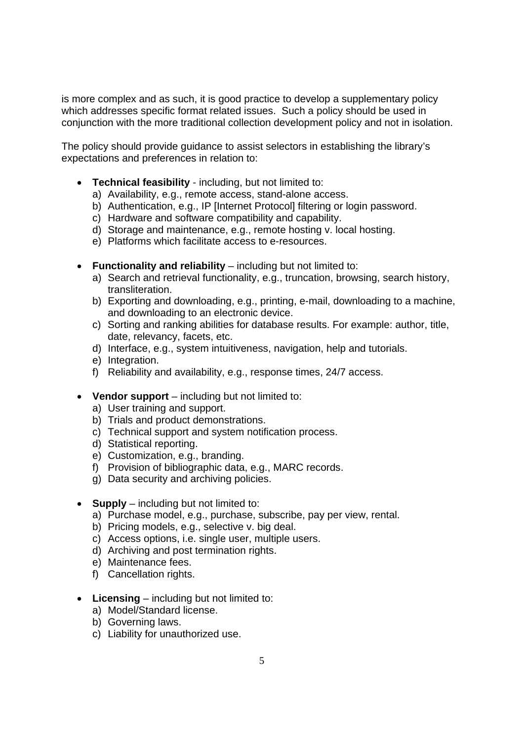is more complex and as such, it is good practice to develop a supplementary policy which addresses specific format related issues. Such a policy should be used in conjunction with the more traditional collection development policy and not in isolation.

The policy should provide guidance to assist selectors in establishing the library's expectations and preferences in relation to:

- **Technical feasibility** - including, but not limited to:
  a) Availability, e.g., remote access, stand-alone access.
  b) Authentication, e.g., IP [Internet Protocol] filtering or login password.
  c) Hardware and software compatibility and capability.
  d) Storage and maintenance, e.g., remote hosting v. local hosting.
  e) Platforms which facilitate access to e-resources.

- **Functionality and reliability** – including but not limited to:
  a) Search and retrieval functionality, e.g., truncation, browsing, search history, transliteration.
  b) Exporting and downloading, e.g., printing, e-mail, downloading to a machine, and downloading to an electronic device.
  c) Sorting and ranking abilities for database results. For example: author, title, date, relevancy, facets, etc.
  d) Interface, e.g., system intuitiveness, navigation, help and tutorials.
  e) Integration.
  f) Reliability and availability, e.g., response times, 24/7 access.

- **Vendor support** – including but not limited to:
  a) User training and support.
  b) Trials and product demonstrations.
  c) Technical support and system notification process.
  d) Statistical reporting.
  e) Customization, e.g., branding.
  f) Provision of bibliographic data, e.g., MARC records.
  g) Data security and archiving policies.

- **Supply** – including but not limited to:
  a) Purchase model, e.g., purchase, subscribe, pay per view, rental.
  b) Pricing models, e.g., selective v. big deal.
  c) Access options, i.e. single user, multiple users.
  d) Archiving and post termination rights.
  e) Maintenance fees.
  f) Cancellation rights.

- **Licensing** – including but not limited to:
  a) Model/Standard license.
  b) Governing laws.
  c) Liability for unauthorized use.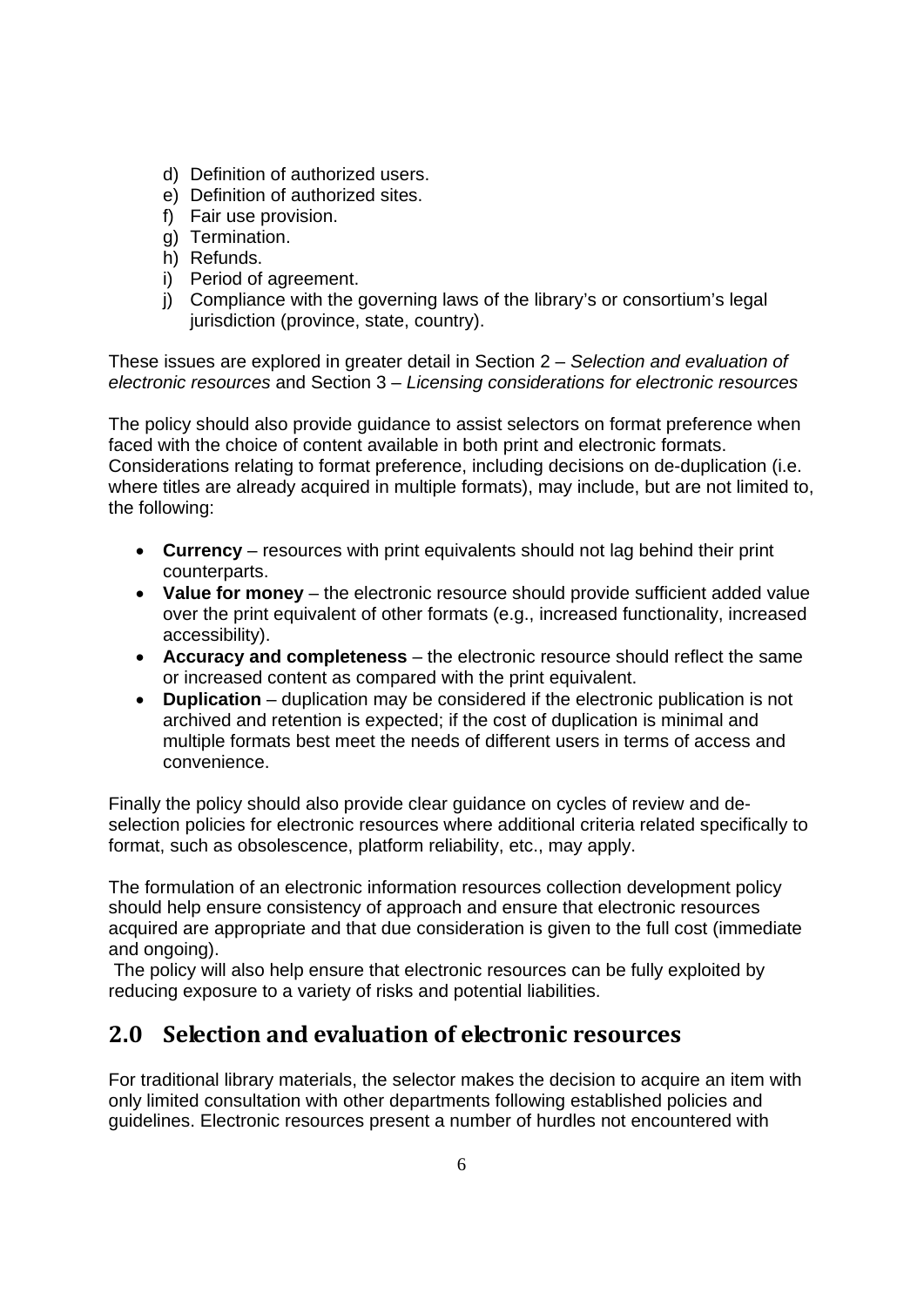d) Definition of authorized users.
e) Definition of authorized sites.
f) Fair use provision.
g) Termination.
h) Refunds.
i) Period of agreement.
j) Compliance with the governing laws of the library's or consortium's legal jurisdiction (province, state, country).

These issues are explored in greater detail in Section 2 – *Selection and evaluation of electronic resources* and Section 3 – *Licensing considerations for electronic resources*

The policy should also provide guidance to assist selectors on format preference when faced with the choice of content available in both print and electronic formats. Considerations relating to format preference, including decisions on de-duplication (i.e. where titles are already acquired in multiple formats), may include, but are not limited to, the following:

- **Currency** – resources with print equivalents should not lag behind their print counterparts.
- **Value for money** – the electronic resource should provide sufficient added value over the print equivalent of other formats (e.g., increased functionality, increased accessibility).
- **Accuracy and completeness** – the electronic resource should reflect the same or increased content as compared with the print equivalent.
- **Duplication** – duplication may be considered if the electronic publication is not archived and retention is expected; if the cost of duplication is minimal and multiple formats best meet the needs of different users in terms of access and convenience.

Finally the policy should also provide clear guidance on cycles of review and de-selection policies for electronic resources where additional criteria related specifically to format, such as obsolescence, platform reliability, etc., may apply.

The formulation of an electronic information resources collection development policy should help ensure consistency of approach and ensure that electronic resources acquired are appropriate and that due consideration is given to the full cost (immediate and ongoing).

The policy will also help ensure that electronic resources can be fully exploited by reducing exposure to a variety of risks and potential liabilities.

## 2.0 Selection and evaluation of electronic resources

For traditional library materials, the selector makes the decision to acquire an item with only limited consultation with other departments following established policies and guidelines. Electronic resources present a number of hurdles not encountered with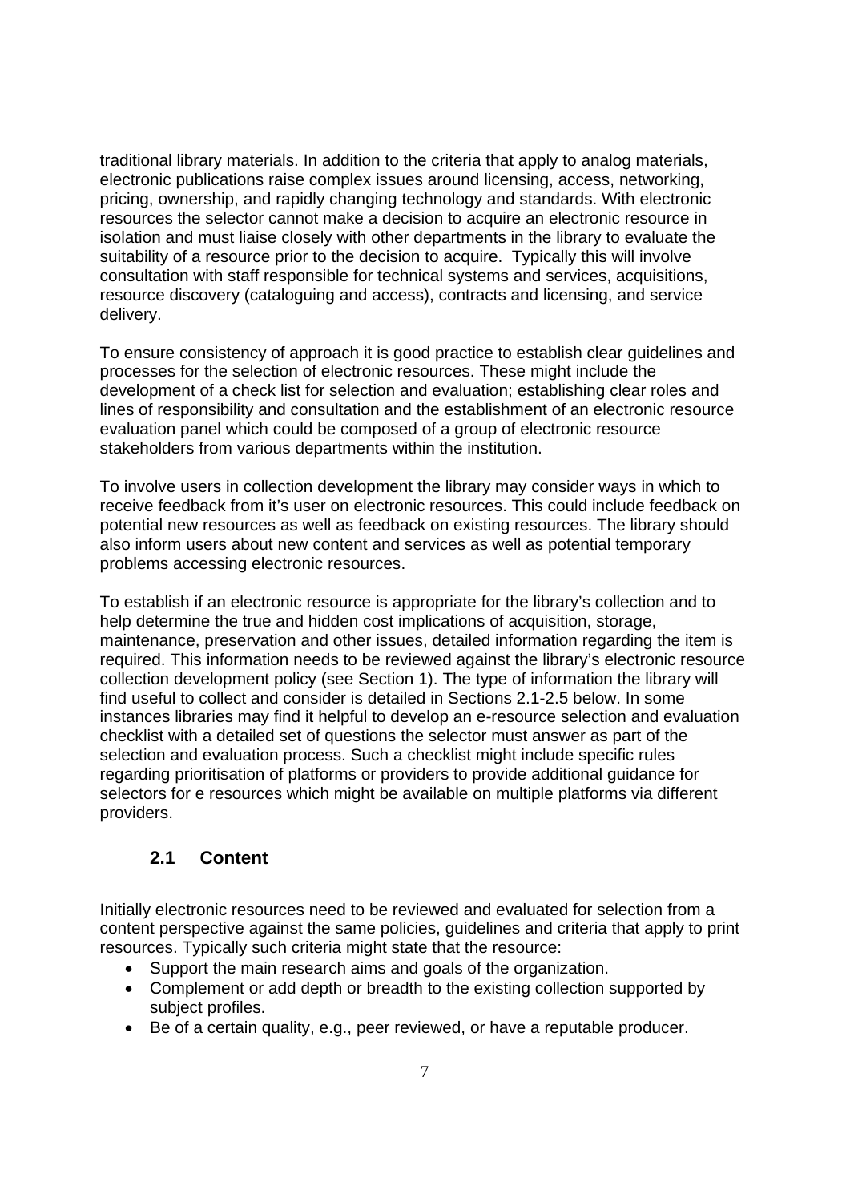traditional library materials. In addition to the criteria that apply to analog materials, electronic publications raise complex issues around licensing, access, networking, pricing, ownership, and rapidly changing technology and standards. With electronic resources the selector cannot make a decision to acquire an electronic resource in isolation and must liaise closely with other departments in the library to evaluate the suitability of a resource prior to the decision to acquire. Typically this will involve consultation with staff responsible for technical systems and services, acquisitions, resource discovery (cataloguing and access), contracts and licensing, and service delivery.

To ensure consistency of approach it is good practice to establish clear guidelines and processes for the selection of electronic resources. These might include the development of a check list for selection and evaluation; establishing clear roles and lines of responsibility and consultation and the establishment of an electronic resource evaluation panel which could be composed of a group of electronic resource stakeholders from various departments within the institution.

To involve users in collection development the library may consider ways in which to receive feedback from it's user on electronic resources. This could include feedback on potential new resources as well as feedback on existing resources. The library should also inform users about new content and services as well as potential temporary problems accessing electronic resources.

To establish if an electronic resource is appropriate for the library's collection and to help determine the true and hidden cost implications of acquisition, storage, maintenance, preservation and other issues, detailed information regarding the item is required. This information needs to be reviewed against the library's electronic resource collection development policy (see Section 1). The type of information the library will find useful to collect and consider is detailed in Sections 2.1-2.5 below. In some instances libraries may find it helpful to develop an e-resource selection and evaluation checklist with a detailed set of questions the selector must answer as part of the selection and evaluation process. Such a checklist might include specific rules regarding prioritisation of platforms or providers to provide additional guidance for selectors for e resources which might be available on multiple platforms via different providers.

## 2.1 Content

Initially electronic resources need to be reviewed and evaluated for selection from a content perspective against the same policies, guidelines and criteria that apply to print resources. Typically such criteria might state that the resource:

- Support the main research aims and goals of the organization.
- Complement or add depth or breadth to the existing collection supported by subject profiles.
- Be of a certain quality, e.g., peer reviewed, or have a reputable producer.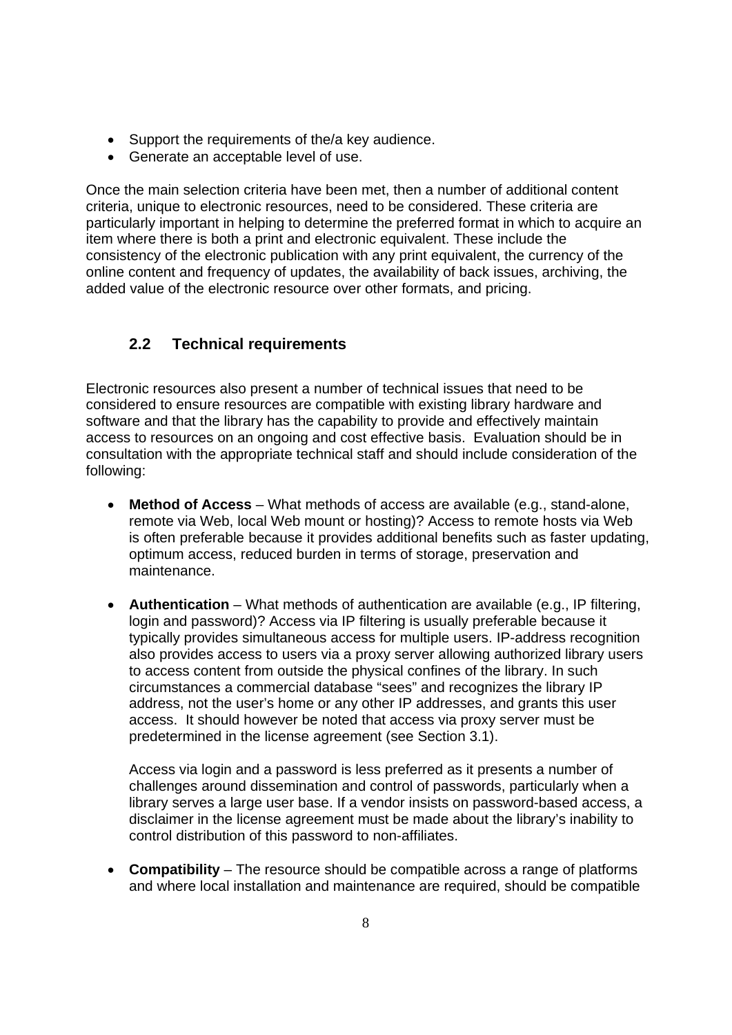- Support the requirements of the/a key audience.
- Generate an acceptable level of use.

Once the main selection criteria have been met, then a number of additional content criteria, unique to electronic resources, need to be considered. These criteria are particularly important in helping to determine the preferred format in which to acquire an item where there is both a print and electronic equivalent. These include the consistency of the electronic publication with any print equivalent, the currency of the online content and frequency of updates, the availability of back issues, archiving, the added value of the electronic resource over other formats, and pricing.

## 2.2 Technical requirements

Electronic resources also present a number of technical issues that need to be considered to ensure resources are compatible with existing library hardware and software and that the library has the capability to provide and effectively maintain access to resources on an ongoing and cost effective basis. Evaluation should be in consultation with the appropriate technical staff and should include consideration of the following:

- **Method of Access** – What methods of access are available (e.g., stand-alone, remote via Web, local Web mount or hosting)? Access to remote hosts via Web is often preferable because it provides additional benefits such as faster updating, optimum access, reduced burden in terms of storage, preservation and maintenance.

- **Authentication** – What methods of authentication are available (e.g., IP filtering, login and password)? Access via IP filtering is usually preferable because it typically provides simultaneous access for multiple users. IP-address recognition also provides access to users via a proxy server allowing authorized library users to access content from outside the physical confines of the library. In such circumstances a commercial database "sees" and recognizes the library IP address, not the user's home or any other IP addresses, and grants this user access. It should however be noted that access via proxy server must be predetermined in the license agreement (see Section 3.1).

  Access via login and a password is less preferred as it presents a number of challenges around dissemination and control of passwords, particularly when a library serves a large user base. If a vendor insists on password-based access, a disclaimer in the license agreement must be made about the library's inability to control distribution of this password to non-affiliates.

- **Compatibility** – The resource should be compatible across a range of platforms and where local installation and maintenance are required, should be compatible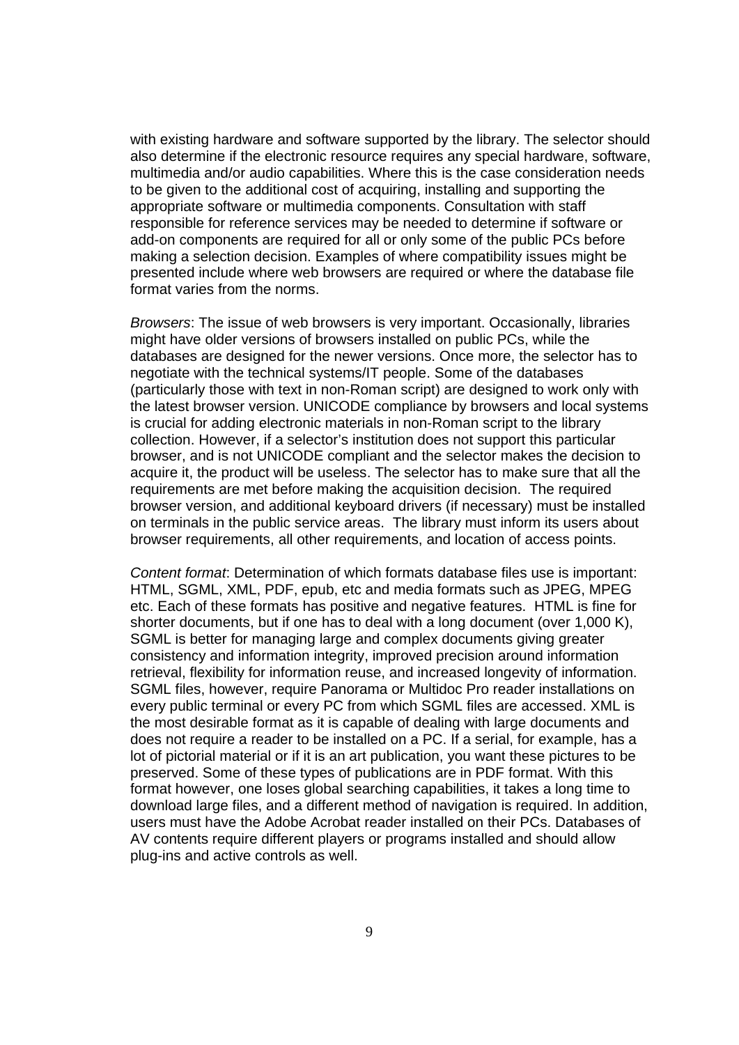with existing hardware and software supported by the library. The selector should also determine if the electronic resource requires any special hardware, software, multimedia and/or audio capabilities. Where this is the case consideration needs to be given to the additional cost of acquiring, installing and supporting the appropriate software or multimedia components. Consultation with staff responsible for reference services may be needed to determine if software or add-on components are required for all or only some of the public PCs before making a selection decision. Examples of where compatibility issues might be presented include where web browsers are required or where the database file format varies from the norms.

*Browsers*: The issue of web browsers is very important. Occasionally, libraries might have older versions of browsers installed on public PCs, while the databases are designed for the newer versions. Once more, the selector has to negotiate with the technical systems/IT people. Some of the databases (particularly those with text in non-Roman script) are designed to work only with the latest browser version. UNICODE compliance by browsers and local systems is crucial for adding electronic materials in non-Roman script to the library collection. However, if a selector's institution does not support this particular browser, and is not UNICODE compliant and the selector makes the decision to acquire it, the product will be useless. The selector has to make sure that all the requirements are met before making the acquisition decision. The required browser version, and additional keyboard drivers (if necessary) must be installed on terminals in the public service areas. The library must inform its users about browser requirements, all other requirements, and location of access points.

*Content format*: Determination of which formats database files use is important: HTML, SGML, XML, PDF, epub, etc and media formats such as JPEG, MPEG etc. Each of these formats has positive and negative features. HTML is fine for shorter documents, but if one has to deal with a long document (over 1,000 K), SGML is better for managing large and complex documents giving greater consistency and information integrity, improved precision around information retrieval, flexibility for information reuse, and increased longevity of information. SGML files, however, require Panorama or Multidoc Pro reader installations on every public terminal or every PC from which SGML files are accessed. XML is the most desirable format as it is capable of dealing with large documents and does not require a reader to be installed on a PC. If a serial, for example, has a lot of pictorial material or if it is an art publication, you want these pictures to be preserved. Some of these types of publications are in PDF format. With this format however, one loses global searching capabilities, it takes a long time to download large files, and a different method of navigation is required. In addition, users must have the Adobe Acrobat reader installed on their PCs. Databases of AV contents require different players or programs installed and should allow plug-ins and active controls as well.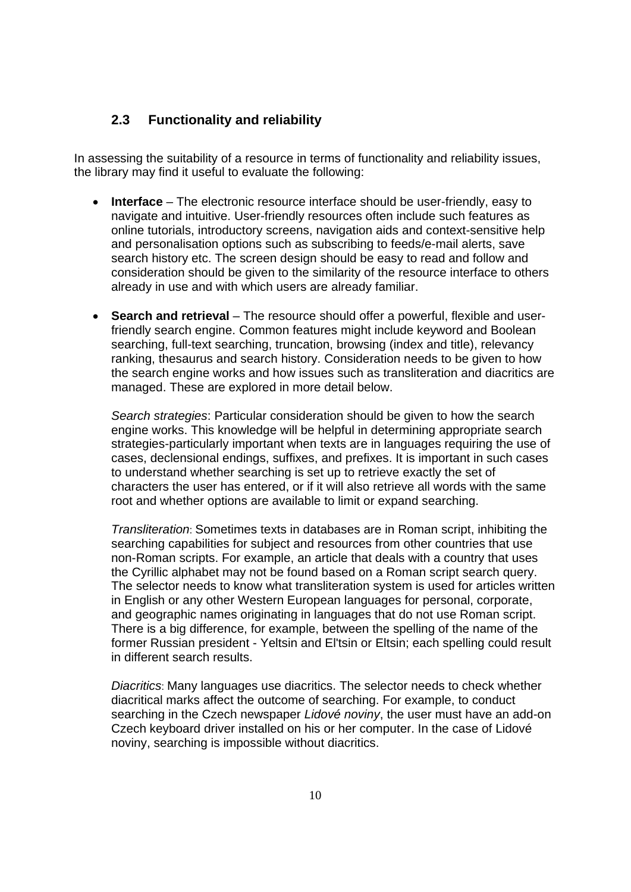### 2.3 Functionality and reliability

In assessing the suitability of a resource in terms of functionality and reliability issues, the library may find it useful to evaluate the following:

- **Interface** – The electronic resource interface should be user-friendly, easy to navigate and intuitive. User-friendly resources often include such features as online tutorials, introductory screens, navigation aids and context-sensitive help and personalisation options such as subscribing to feeds/e-mail alerts, save search history etc. The screen design should be easy to read and follow and consideration should be given to the similarity of the resource interface to others already in use and with which users are already familiar.

- **Search and retrieval** – The resource should offer a powerful, flexible and user-friendly search engine. Common features might include keyword and Boolean searching, full-text searching, truncation, browsing (index and title), relevancy ranking, thesaurus and search history. Consideration needs to be given to how the search engine works and how issues such as transliteration and diacritics are managed. These are explored in more detail below.

  *Search strategies*: Particular consideration should be given to how the search engine works. This knowledge will be helpful in determining appropriate search strategies-particularly important when texts are in languages requiring the use of cases, declensional endings, suffixes, and prefixes. It is important in such cases to understand whether searching is set up to retrieve exactly the set of characters the user has entered, or if it will also retrieve all words with the same root and whether options are available to limit or expand searching.

  *Transliteration*: Sometimes texts in databases are in Roman script, inhibiting the searching capabilities for subject and resources from other countries that use non-Roman scripts. For example, an article that deals with a country that uses the Cyrillic alphabet may not be found based on a Roman script search query. The selector needs to know what transliteration system is used for articles written in English or any other Western European languages for personal, corporate, and geographic names originating in languages that do not use Roman script. There is a big difference, for example, between the spelling of the name of the former Russian president - Yeltsin and El'tsin or Eltsin; each spelling could result in different search results.

  *Diacritics*: Many languages use diacritics. The selector needs to check whether diacritical marks affect the outcome of searching. For example, to conduct searching in the Czech newspaper *Lidové noviny*, the user must have an add-on Czech keyboard driver installed on his or her computer. In the case of Lidové noviny, searching is impossible without diacritics.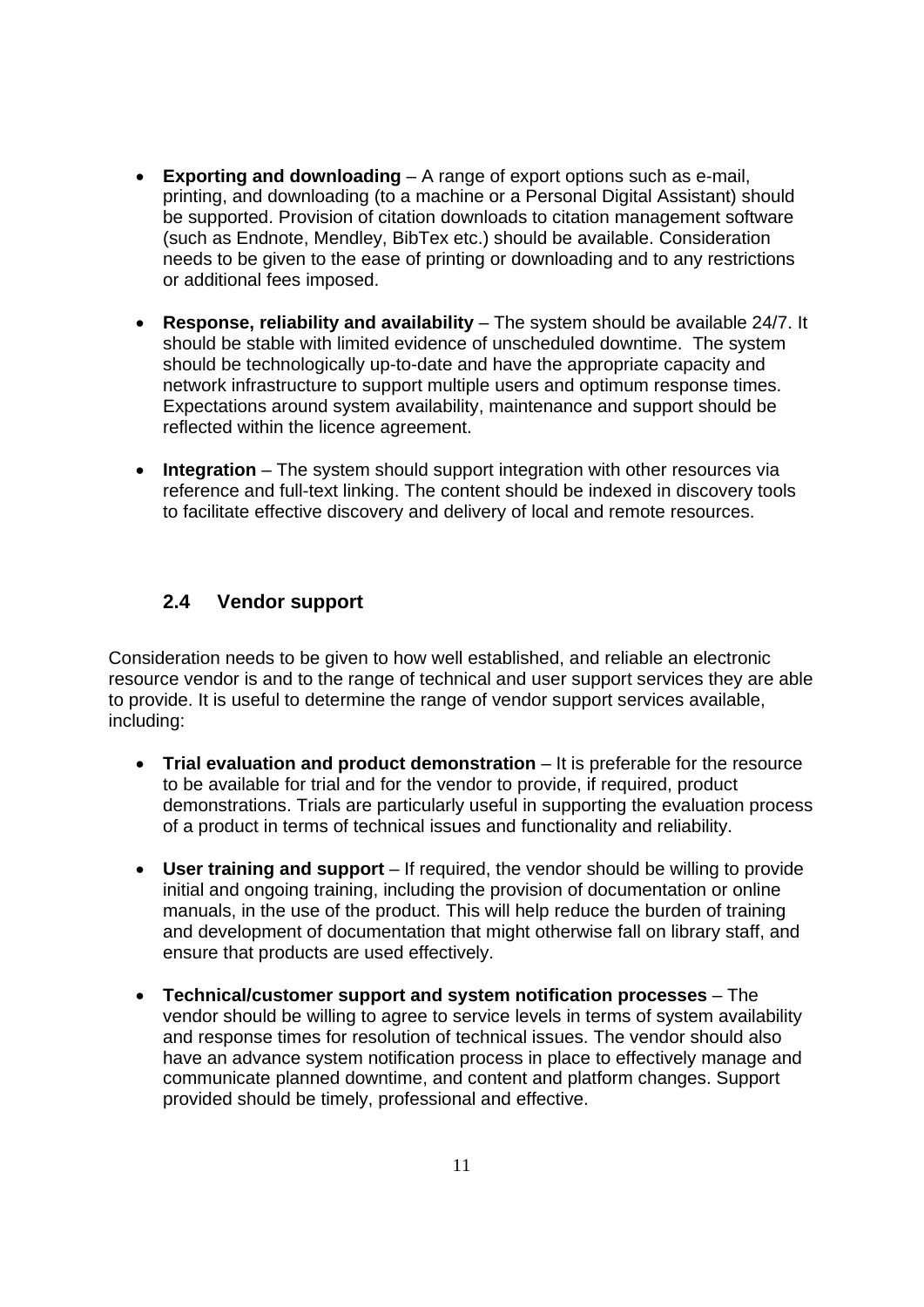- **Exporting and downloading** – A range of export options such as e-mail, printing, and downloading (to a machine or a Personal Digital Assistant) should be supported. Provision of citation downloads to citation management software (such as Endnote, Mendley, BibTex etc.) should be available. Consideration needs to be given to the ease of printing or downloading and to any restrictions or additional fees imposed.

- **Response, reliability and availability** – The system should be available 24/7. It should be stable with limited evidence of unscheduled downtime. The system should be technologically up-to-date and have the appropriate capacity and network infrastructure to support multiple users and optimum response times. Expectations around system availability, maintenance and support should be reflected within the licence agreement.

- **Integration** – The system should support integration with other resources via reference and full-text linking. The content should be indexed in discovery tools to facilitate effective discovery and delivery of local and remote resources.

### 2.4 Vendor support

Consideration needs to be given to how well established, and reliable an electronic resource vendor is and to the range of technical and user support services they are able to provide. It is useful to determine the range of vendor support services available, including:

- **Trial evaluation and product demonstration** – It is preferable for the resource to be available for trial and for the vendor to provide, if required, product demonstrations. Trials are particularly useful in supporting the evaluation process of a product in terms of technical issues and functionality and reliability.

- **User training and support** – If required, the vendor should be willing to provide initial and ongoing training, including the provision of documentation or online manuals, in the use of the product. This will help reduce the burden of training and development of documentation that might otherwise fall on library staff, and ensure that products are used effectively.

- **Technical/customer support and system notification processes** – The vendor should be willing to agree to service levels in terms of system availability and response times for resolution of technical issues. The vendor should also have an advance system notification process in place to effectively manage and communicate planned downtime, and content and platform changes. Support provided should be timely, professional and effective.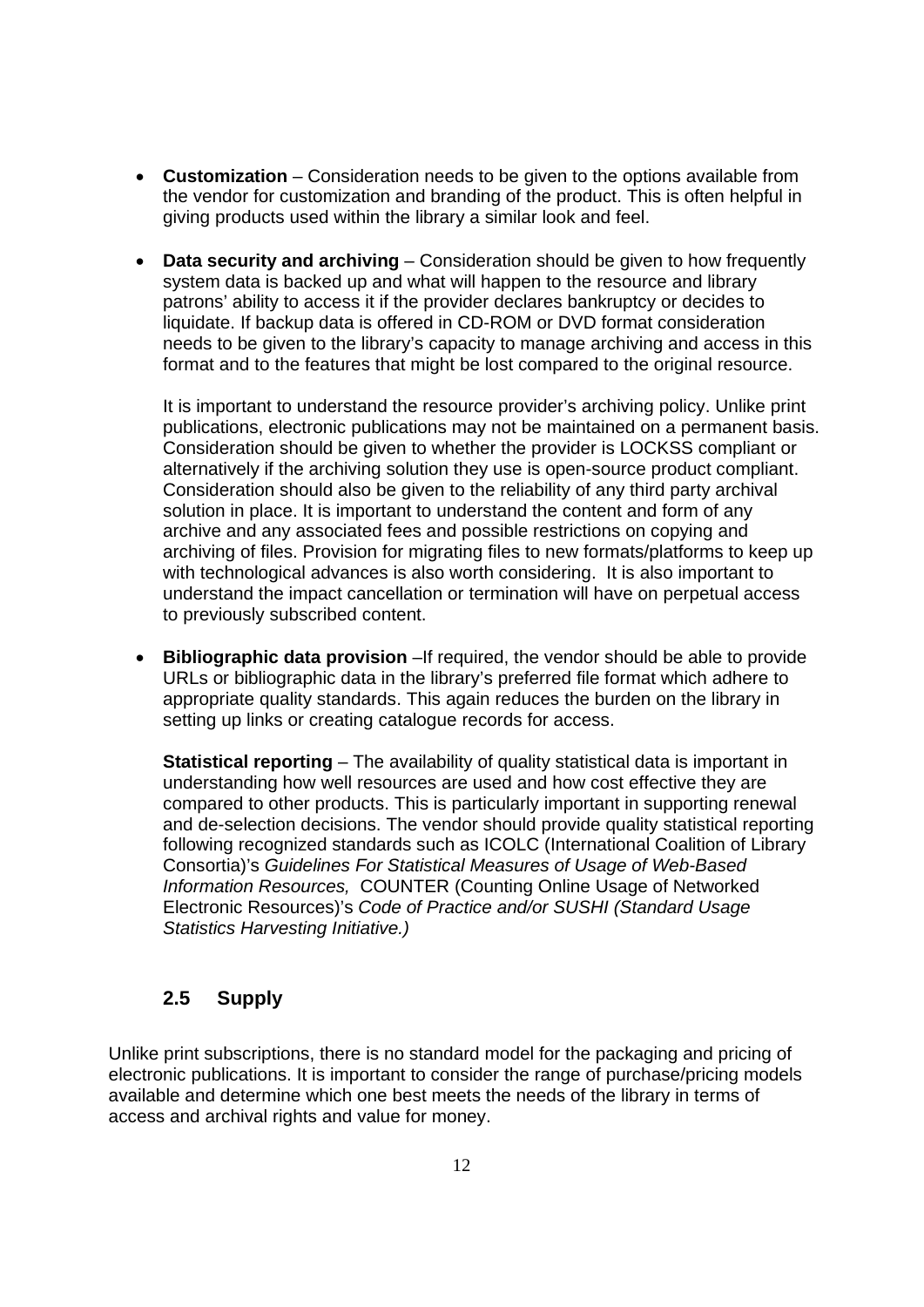- **Customization** – Consideration needs to be given to the options available from the vendor for customization and branding of the product. This is often helpful in giving products used within the library a similar look and feel.

- **Data security and archiving** – Consideration should be given to how frequently system data is backed up and what will happen to the resource and library patrons' ability to access it if the provider declares bankruptcy or decides to liquidate. If backup data is offered in CD-ROM or DVD format consideration needs to be given to the library's capacity to manage archiving and access in this format and to the features that might be lost compared to the original resource.

  It is important to understand the resource provider's archiving policy. Unlike print publications, electronic publications may not be maintained on a permanent basis. Consideration should be given to whether the provider is LOCKSS compliant or alternatively if the archiving solution they use is open-source product compliant. Consideration should also be given to the reliability of any third party archival solution in place. It is important to understand the content and form of any archive and any associated fees and possible restrictions on copying and archiving of files. Provision for migrating files to new formats/platforms to keep up with technological advances is also worth considering. It is also important to understand the impact cancellation or termination will have on perpetual access to previously subscribed content.

- **Bibliographic data provision** –If required, the vendor should be able to provide URLs or bibliographic data in the library's preferred file format which adhere to appropriate quality standards. This again reduces the burden on the library in setting up links or creating catalogue records for access.

  **Statistical reporting** – The availability of quality statistical data is important in understanding how well resources are used and how cost effective they are compared to other products. This is particularly important in supporting renewal and de-selection decisions. The vendor should provide quality statistical reporting following recognized standards such as ICOLC (International Coalition of Library Consortia)'s *Guidelines For Statistical Measures of Usage of Web-Based Information Resources,* COUNTER (Counting Online Usage of Networked Electronic Resources)'s *Code of Practice and/or SUSHI (Standard Usage Statistics Harvesting Initiative.)*

### 2.5 Supply

Unlike print subscriptions, there is no standard model for the packaging and pricing of electronic publications. It is important to consider the range of purchase/pricing models available and determine which one best meets the needs of the library in terms of access and archival rights and value for money.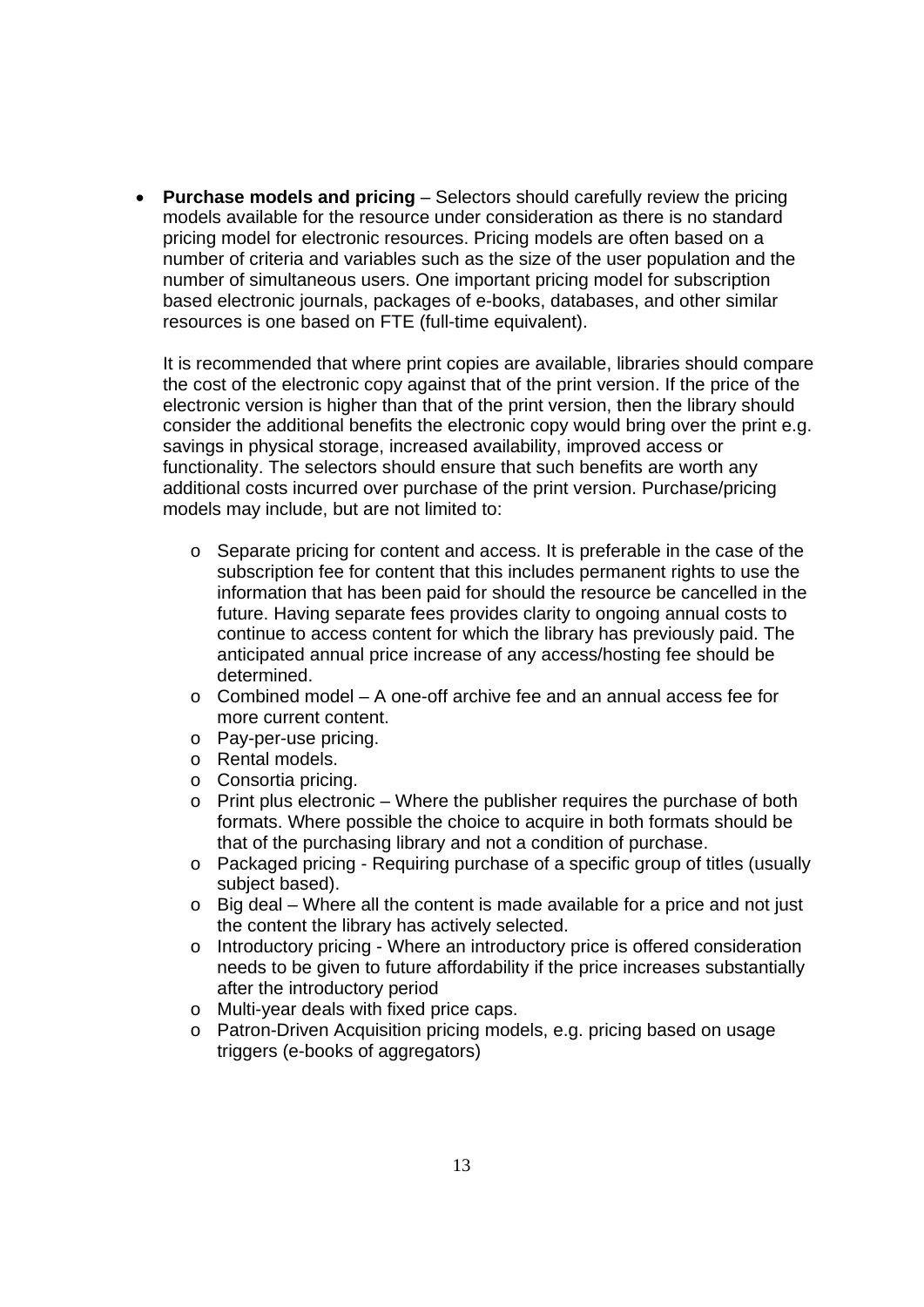- **Purchase models and pricing** – Selectors should carefully review the pricing models available for the resource under consideration as there is no standard pricing model for electronic resources. Pricing models are often based on a number of criteria and variables such as the size of the user population and the number of simultaneous users. One important pricing model for subscription based electronic journals, packages of e-books, databases, and other similar resources is one based on FTE (full-time equivalent).

  It is recommended that where print copies are available, libraries should compare the cost of the electronic copy against that of the print version. If the price of the electronic version is higher than that of the print version, then the library should consider the additional benefits the electronic copy would bring over the print e.g. savings in physical storage, increased availability, improved access or functionality. The selectors should ensure that such benefits are worth any additional costs incurred over purchase of the print version. Purchase/pricing models may include, but are not limited to:

  - Separate pricing for content and access. It is preferable in the case of the subscription fee for content that this includes permanent rights to use the information that has been paid for should the resource be cancelled in the future. Having separate fees provides clarity to ongoing annual costs to continue to access content for which the library has previously paid. The anticipated annual price increase of any access/hosting fee should be determined.
  - Combined model – A one-off archive fee and an annual access fee for more current content.
  - Pay-per-use pricing.
  - Rental models.
  - Consortia pricing.
  - Print plus electronic – Where the publisher requires the purchase of both formats. Where possible the choice to acquire in both formats should be that of the purchasing library and not a condition of purchase.
  - Packaged pricing - Requiring purchase of a specific group of titles (usually subject based).
  - Big deal – Where all the content is made available for a price and not just the content the library has actively selected.
  - Introductory pricing - Where an introductory price is offered consideration needs to be given to future affordability if the price increases substantially after the introductory period
  - Multi-year deals with fixed price caps.
  - Patron-Driven Acquisition pricing models, e.g. pricing based on usage triggers (e-books of aggregators)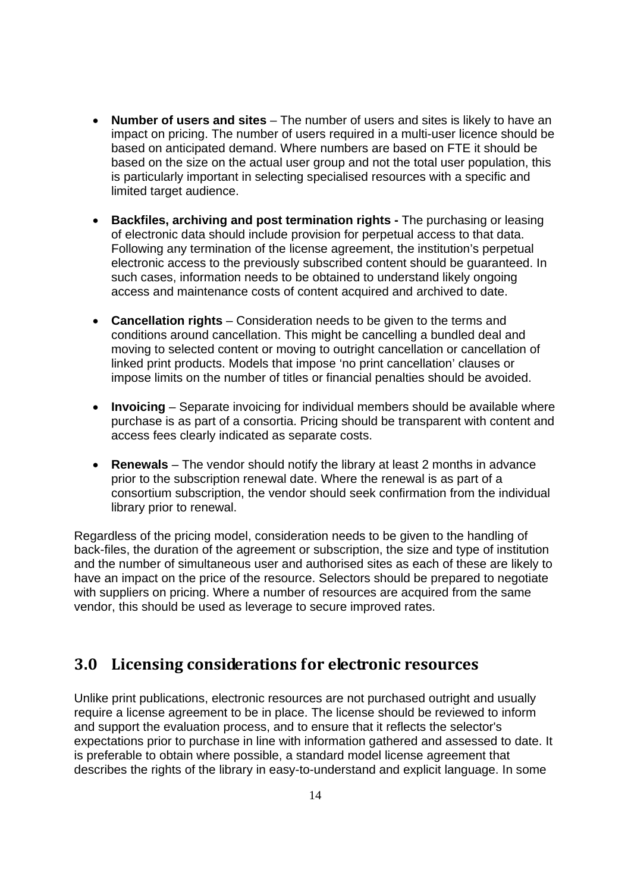- **Number of users and sites** – The number of users and sites is likely to have an impact on pricing. The number of users required in a multi-user licence should be based on anticipated demand. Where numbers are based on FTE it should be based on the size on the actual user group and not the total user population, this is particularly important in selecting specialised resources with a specific and limited target audience.

- **Backfiles, archiving and post termination rights -** The purchasing or leasing of electronic data should include provision for perpetual access to that data. Following any termination of the license agreement, the institution's perpetual electronic access to the previously subscribed content should be guaranteed. In such cases, information needs to be obtained to understand likely ongoing access and maintenance costs of content acquired and archived to date.

- **Cancellation rights** – Consideration needs to be given to the terms and conditions around cancellation. This might be cancelling a bundled deal and moving to selected content or moving to outright cancellation or cancellation of linked print products. Models that impose 'no print cancellation' clauses or impose limits on the number of titles or financial penalties should be avoided.

- **Invoicing** – Separate invoicing for individual members should be available where purchase is as part of a consortia. Pricing should be transparent with content and access fees clearly indicated as separate costs.

- **Renewals** – The vendor should notify the library at least 2 months in advance prior to the subscription renewal date. Where the renewal is as part of a consortium subscription, the vendor should seek confirmation from the individual library prior to renewal.

Regardless of the pricing model, consideration needs to be given to the handling of back-files, the duration of the agreement or subscription, the size and type of institution and the number of simultaneous user and authorised sites as each of these are likely to have an impact on the price of the resource. Selectors should be prepared to negotiate with suppliers on pricing. Where a number of resources are acquired from the same vendor, this should be used as leverage to secure improved rates.

## 3.0 Licensing considerations for electronic resources

Unlike print publications, electronic resources are not purchased outright and usually require a license agreement to be in place. The license should be reviewed to inform and support the evaluation process, and to ensure that it reflects the selector's expectations prior to purchase in line with information gathered and assessed to date. It is preferable to obtain where possible, a standard model license agreement that describes the rights of the library in easy-to-understand and explicit language. In some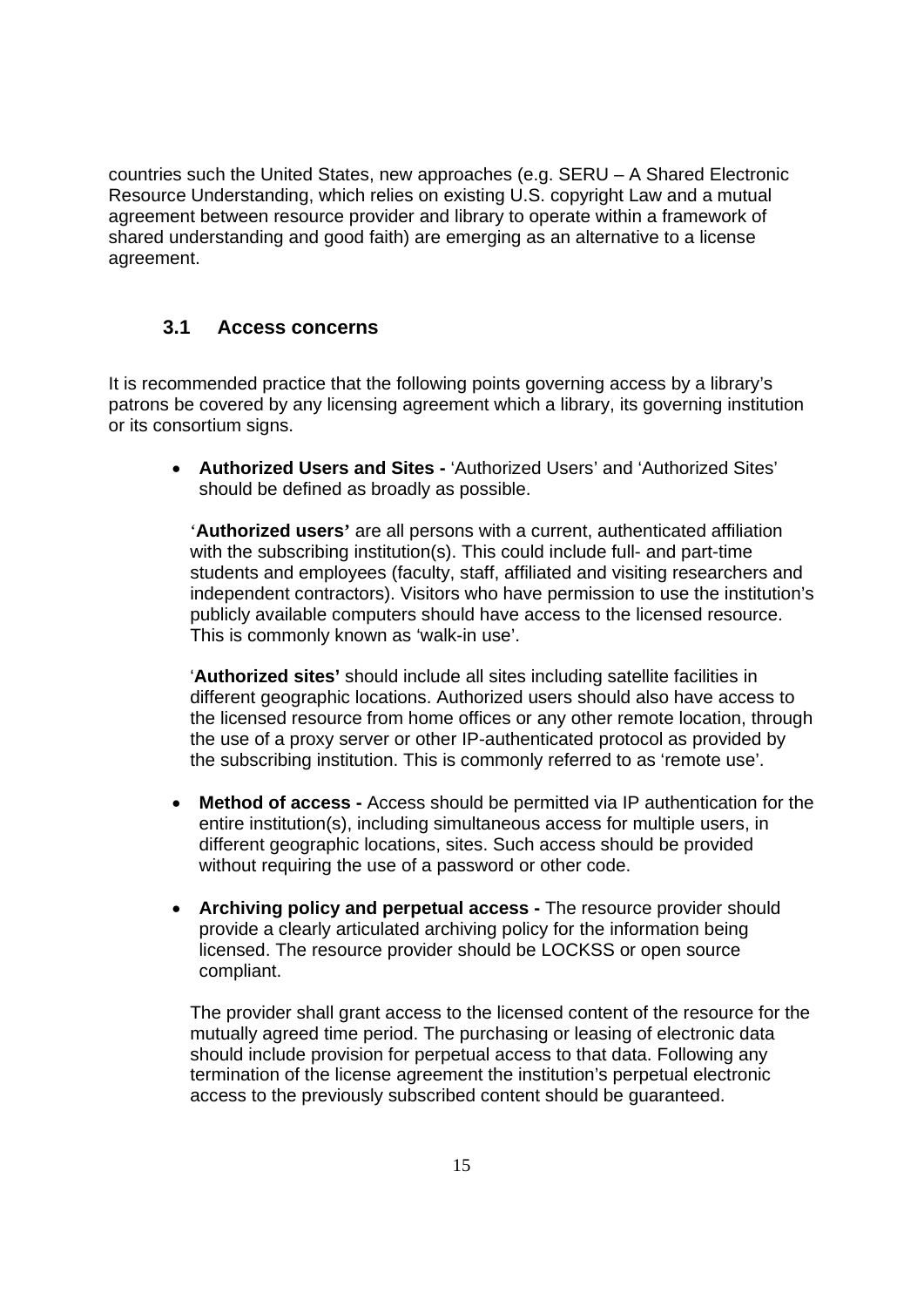countries such the United States, new approaches (e.g. SERU – A Shared Electronic Resource Understanding, which relies on existing U.S. copyright Law and a mutual agreement between resource provider and library to operate within a framework of shared understanding and good faith) are emerging as an alternative to a license agreement.

## 3.1 Access concerns

It is recommended practice that the following points governing access by a library's patrons be covered by any licensing agreement which a library, its governing institution or its consortium signs.

- **Authorized Users and Sites -** 'Authorized Users' and 'Authorized Sites' should be defined as broadly as possible.

  '**Authorized users'** are all persons with a current, authenticated affiliation with the subscribing institution(s). This could include full- and part-time students and employees (faculty, staff, affiliated and visiting researchers and independent contractors). Visitors who have permission to use the institution's publicly available computers should have access to the licensed resource. This is commonly known as 'walk-in use'.

  '**Authorized sites'** should include all sites including satellite facilities in different geographic locations. Authorized users should also have access to the licensed resource from home offices or any other remote location, through the use of a proxy server or other IP-authenticated protocol as provided by the subscribing institution. This is commonly referred to as 'remote use'.

- **Method of access -** Access should be permitted via IP authentication for the entire institution(s), including simultaneous access for multiple users, in different geographic locations, sites. Such access should be provided without requiring the use of a password or other code.

- **Archiving policy and perpetual access -** The resource provider should provide a clearly articulated archiving policy for the information being licensed. The resource provider should be LOCKSS or open source compliant.

  The provider shall grant access to the licensed content of the resource for the mutually agreed time period. The purchasing or leasing of electronic data should include provision for perpetual access to that data. Following any termination of the license agreement the institution's perpetual electronic access to the previously subscribed content should be guaranteed.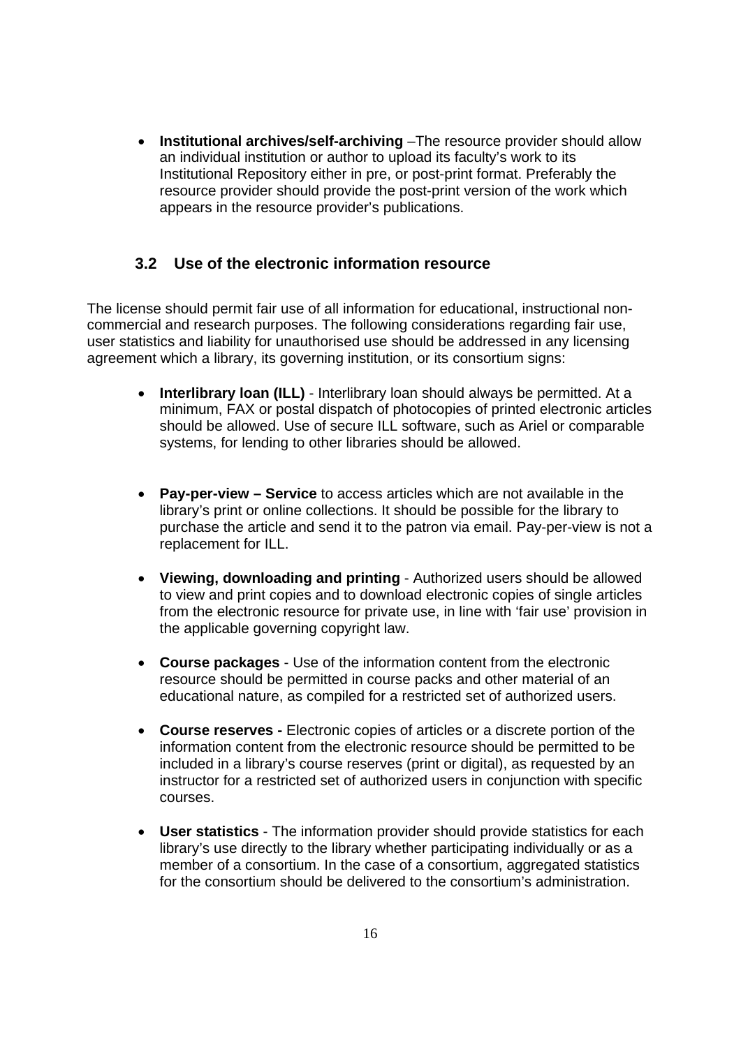- **Institutional archives/self-archiving** –The resource provider should allow an individual institution or author to upload its faculty's work to its Institutional Repository either in pre, or post-print format. Preferably the resource provider should provide the post-print version of the work which appears in the resource provider's publications.

## 3.2 Use of the electronic information resource

The license should permit fair use of all information for educational, instructional non-commercial and research purposes. The following considerations regarding fair use, user statistics and liability for unauthorised use should be addressed in any licensing agreement which a library, its governing institution, or its consortium signs:

- **Interlibrary loan (ILL)** - Interlibrary loan should always be permitted. At a minimum, FAX or postal dispatch of photocopies of printed electronic articles should be allowed. Use of secure ILL software, such as Ariel or comparable systems, for lending to other libraries should be allowed.

- **Pay-per-view – Service** to access articles which are not available in the library's print or online collections. It should be possible for the library to purchase the article and send it to the patron via email. Pay-per-view is not a replacement for ILL.

- **Viewing, downloading and printing** - Authorized users should be allowed to view and print copies and to download electronic copies of single articles from the electronic resource for private use, in line with 'fair use' provision in the applicable governing copyright law.

- **Course packages** - Use of the information content from the electronic resource should be permitted in course packs and other material of an educational nature, as compiled for a restricted set of authorized users.

- **Course reserves -** Electronic copies of articles or a discrete portion of the information content from the electronic resource should be permitted to be included in a library's course reserves (print or digital), as requested by an instructor for a restricted set of authorized users in conjunction with specific courses.

- **User statistics** - The information provider should provide statistics for each library's use directly to the library whether participating individually or as a member of a consortium. In the case of a consortium, aggregated statistics for the consortium should be delivered to the consortium's administration.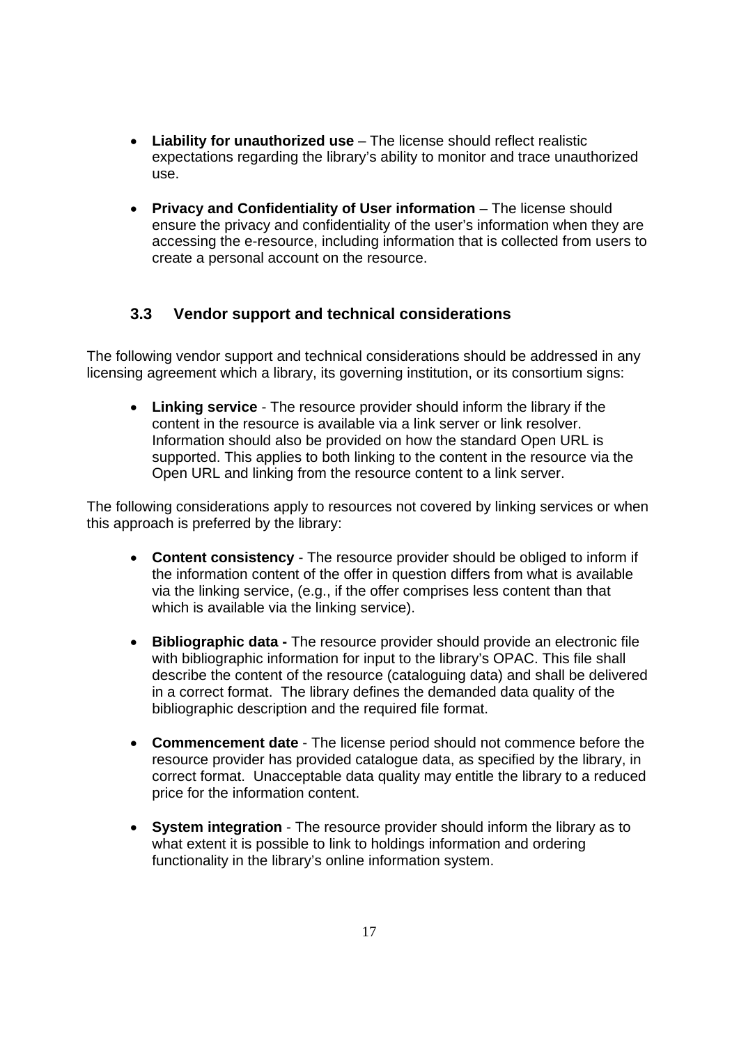- **Liability for unauthorized use** – The license should reflect realistic expectations regarding the library's ability to monitor and trace unauthorized use.

- **Privacy and Confidentiality of User information** – The license should ensure the privacy and confidentiality of the user's information when they are accessing the e-resource, including information that is collected from users to create a personal account on the resource.

### 3.3 Vendor support and technical considerations

The following vendor support and technical considerations should be addressed in any licensing agreement which a library, its governing institution, or its consortium signs:

- **Linking service** - The resource provider should inform the library if the content in the resource is available via a link server or link resolver. Information should also be provided on how the standard Open URL is supported. This applies to both linking to the content in the resource via the Open URL and linking from the resource content to a link server.

The following considerations apply to resources not covered by linking services or when this approach is preferred by the library:

- **Content consistency** - The resource provider should be obliged to inform if the information content of the offer in question differs from what is available via the linking service, (e.g., if the offer comprises less content than that which is available via the linking service).

- **Bibliographic data -** The resource provider should provide an electronic file with bibliographic information for input to the library's OPAC. This file shall describe the content of the resource (cataloguing data) and shall be delivered in a correct format. The library defines the demanded data quality of the bibliographic description and the required file format.

- **Commencement date** - The license period should not commence before the resource provider has provided catalogue data, as specified by the library, in correct format. Unacceptable data quality may entitle the library to a reduced price for the information content.

- **System integration** - The resource provider should inform the library as to what extent it is possible to link to holdings information and ordering functionality in the library's online information system.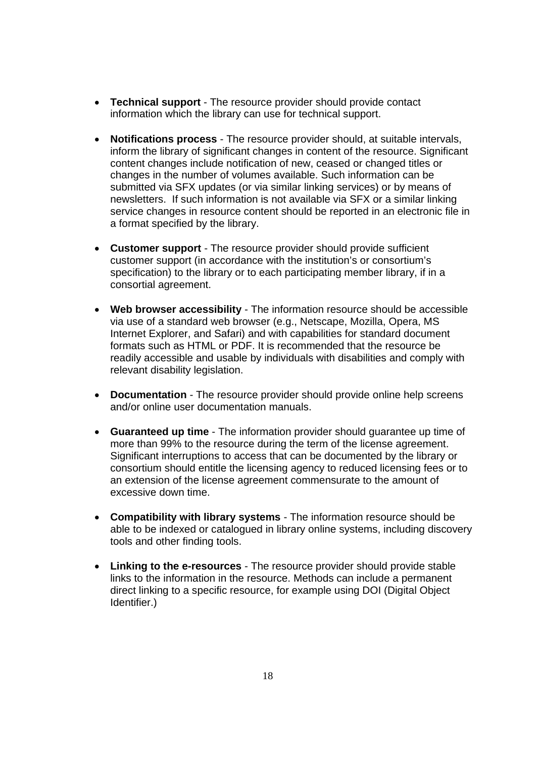- **Technical support** - The resource provider should provide contact information which the library can use for technical support.

- **Notifications process** - The resource provider should, at suitable intervals, inform the library of significant changes in content of the resource. Significant content changes include notification of new, ceased or changed titles or changes in the number of volumes available. Such information can be submitted via SFX updates (or via similar linking services) or by means of newsletters.  If such information is not available via SFX or a similar linking service changes in resource content should be reported in an electronic file in a format specified by the library.

- **Customer support** - The resource provider should provide sufficient customer support (in accordance with the institution's or consortium's specification) to the library or to each participating member library, if in a consortial agreement.

- **Web browser accessibility** - The information resource should be accessible via use of a standard web browser (e.g., Netscape, Mozilla, Opera, MS Internet Explorer, and Safari) and with capabilities for standard document formats such as HTML or PDF. It is recommended that the resource be readily accessible and usable by individuals with disabilities and comply with relevant disability legislation.

- **Documentation** - The resource provider should provide online help screens and/or online user documentation manuals.

- **Guaranteed up time** - The information provider should guarantee up time of more than 99% to the resource during the term of the license agreement. Significant interruptions to access that can be documented by the library or consortium should entitle the licensing agency to reduced licensing fees or to an extension of the license agreement commensurate to the amount of excessive down time.

- **Compatibility with library systems** - The information resource should be able to be indexed or catalogued in library online systems, including discovery tools and other finding tools.

- **Linking to the e-resources** - The resource provider should provide stable links to the information in the resource. Methods can include a permanent direct linking to a specific resource, for example using DOI (Digital Object Identifier.)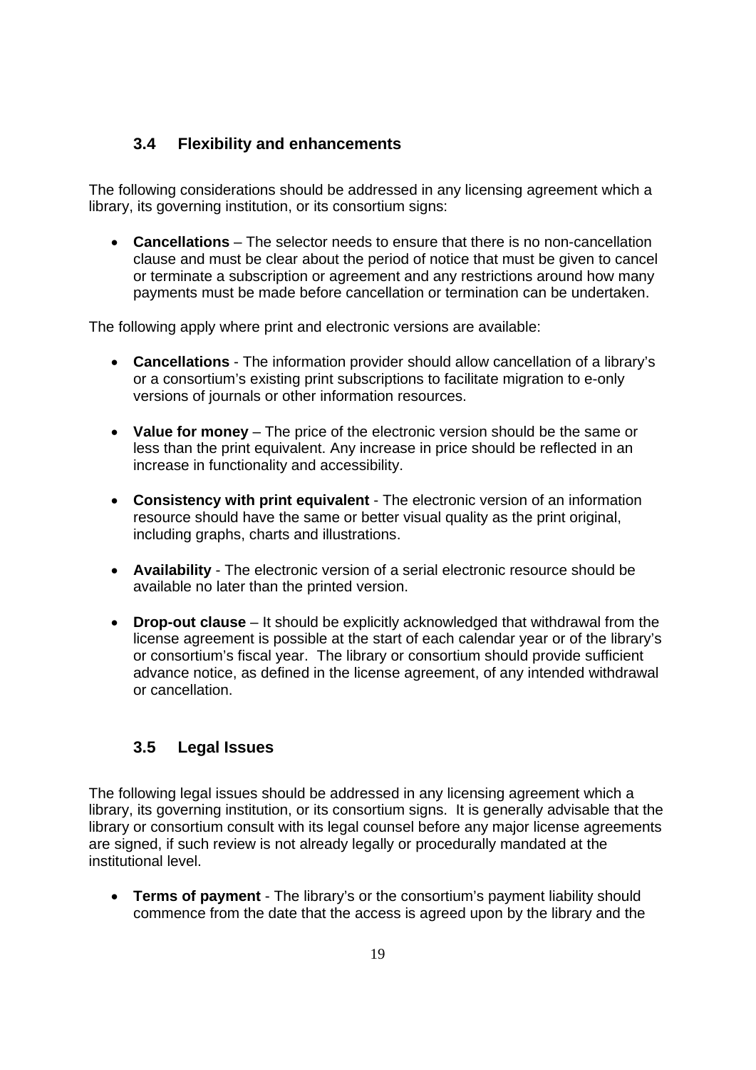### 3.4 Flexibility and enhancements

The following considerations should be addressed in any licensing agreement which a library, its governing institution, or its consortium signs:

- **Cancellations** – The selector needs to ensure that there is no non-cancellation clause and must be clear about the period of notice that must be given to cancel or terminate a subscription or agreement and any restrictions around how many payments must be made before cancellation or termination can be undertaken.

The following apply where print and electronic versions are available:

- **Cancellations** - The information provider should allow cancellation of a library's or a consortium's existing print subscriptions to facilitate migration to e-only versions of journals or other information resources.

- **Value for money** – The price of the electronic version should be the same or less than the print equivalent. Any increase in price should be reflected in an increase in functionality and accessibility.

- **Consistency with print equivalent** - The electronic version of an information resource should have the same or better visual quality as the print original, including graphs, charts and illustrations.

- **Availability** - The electronic version of a serial electronic resource should be available no later than the printed version.

- **Drop-out clause** – It should be explicitly acknowledged that withdrawal from the license agreement is possible at the start of each calendar year or of the library's or consortium's fiscal year. The library or consortium should provide sufficient advance notice, as defined in the license agreement, of any intended withdrawal or cancellation.

### 3.5 Legal Issues

The following legal issues should be addressed in any licensing agreement which a library, its governing institution, or its consortium signs. It is generally advisable that the library or consortium consult with its legal counsel before any major license agreements are signed, if such review is not already legally or procedurally mandated at the institutional level.

- **Terms of payment** - The library's or the consortium's payment liability should commence from the date that the access is agreed upon by the library and the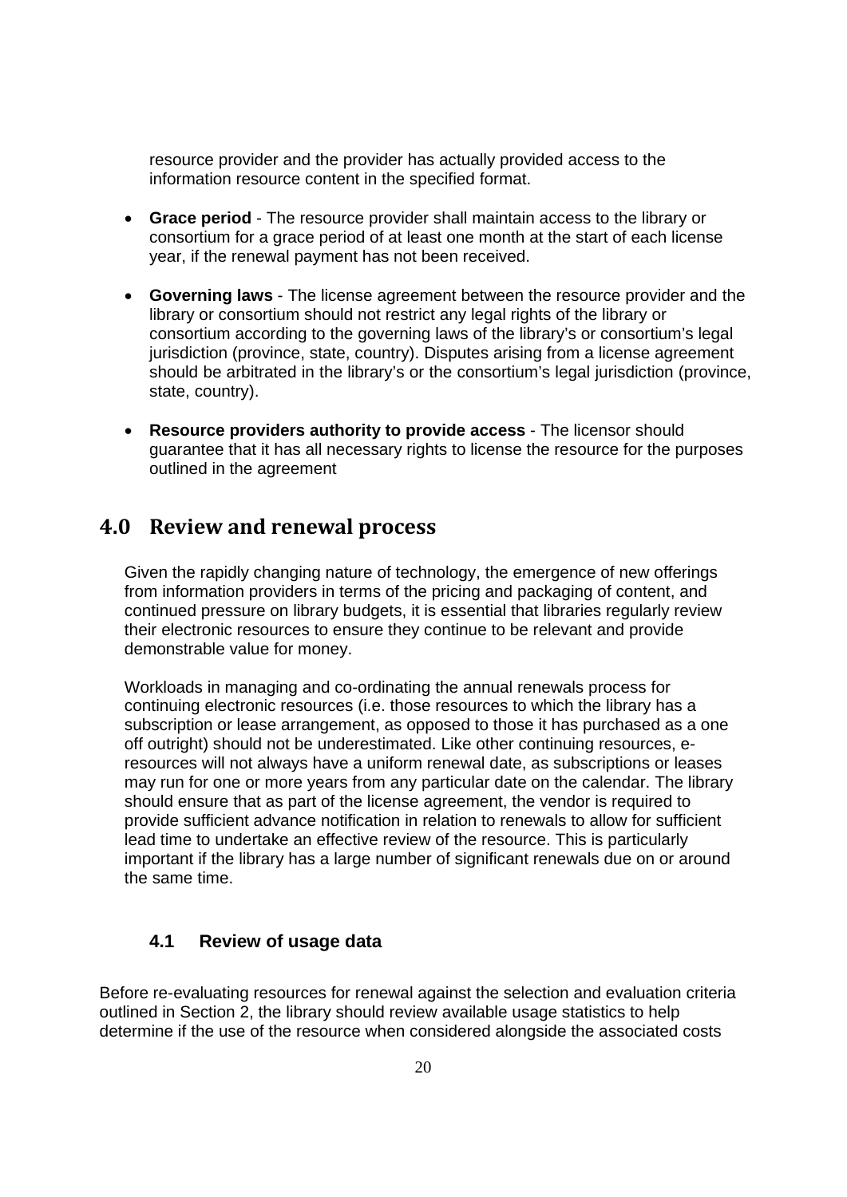resource provider and the provider has actually provided access to the information resource content in the specified format.

- **Grace period** - The resource provider shall maintain access to the library or consortium for a grace period of at least one month at the start of each license year, if the renewal payment has not been received.

- **Governing laws** - The license agreement between the resource provider and the library or consortium should not restrict any legal rights of the library or consortium according to the governing laws of the library's or consortium's legal jurisdiction (province, state, country). Disputes arising from a license agreement should be arbitrated in the library's or the consortium's legal jurisdiction (province, state, country).

- **Resource providers authority to provide access** - The licensor should guarantee that it has all necessary rights to license the resource for the purposes outlined in the agreement

## 4.0 Review and renewal process

Given the rapidly changing nature of technology, the emergence of new offerings from information providers in terms of the pricing and packaging of content, and continued pressure on library budgets, it is essential that libraries regularly review their electronic resources to ensure they continue to be relevant and provide demonstrable value for money.

Workloads in managing and co-ordinating the annual renewals process for continuing electronic resources (i.e. those resources to which the library has a subscription or lease arrangement, as opposed to those it has purchased as a one off outright) should not be underestimated. Like other continuing resources, e-resources will not always have a uniform renewal date, as subscriptions or leases may run for one or more years from any particular date on the calendar. The library should ensure that as part of the license agreement, the vendor is required to provide sufficient advance notification in relation to renewals to allow for sufficient lead time to undertake an effective review of the resource. This is particularly important if the library has a large number of significant renewals due on or around the same time.

### 4.1 Review of usage data

Before re-evaluating resources for renewal against the selection and evaluation criteria outlined in Section 2, the library should review available usage statistics to help determine if the use of the resource when considered alongside the associated costs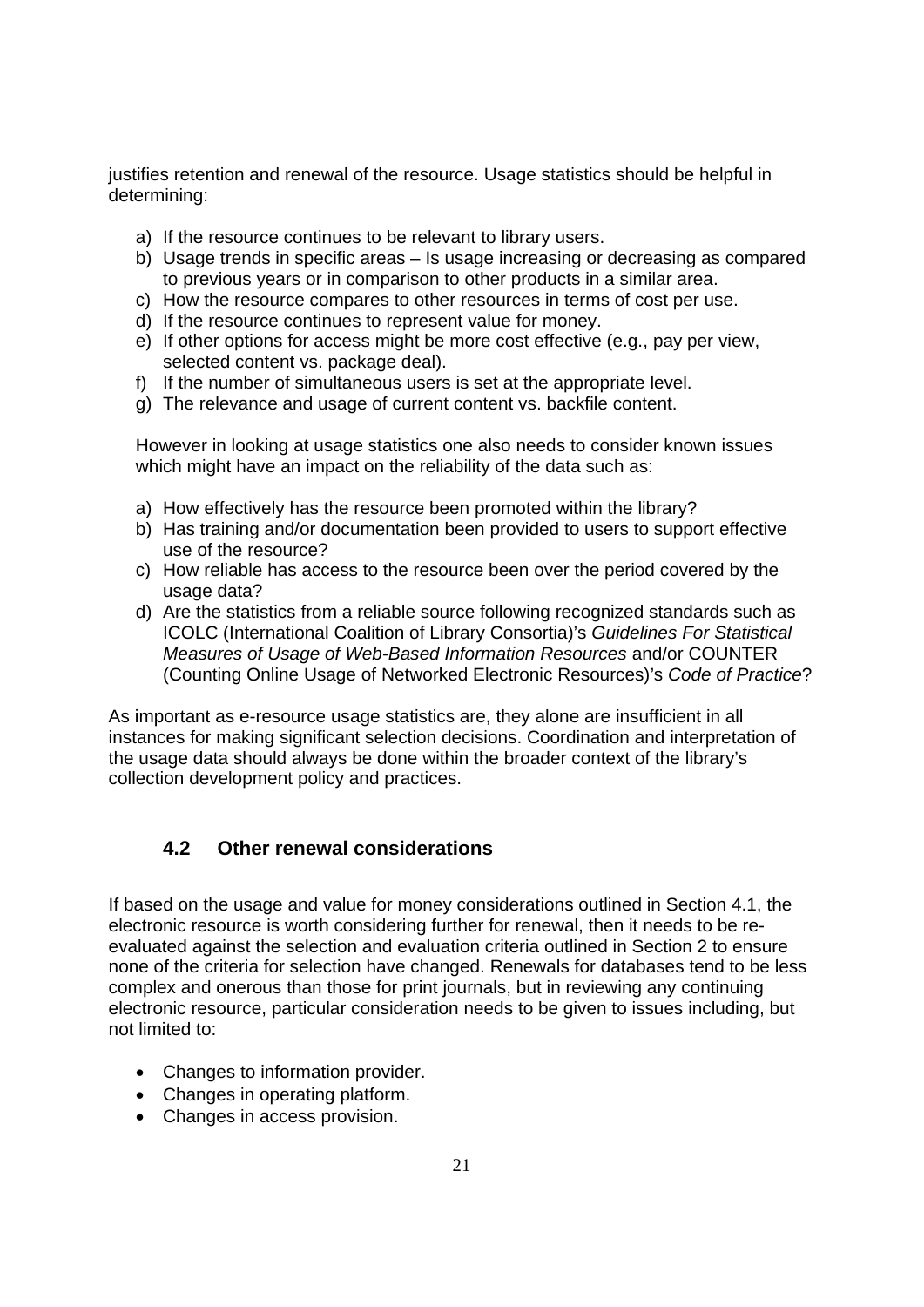justifies retention and renewal of the resource. Usage statistics should be helpful in determining:

a) If the resource continues to be relevant to library users.
b) Usage trends in specific areas – Is usage increasing or decreasing as compared to previous years or in comparison to other products in a similar area.
c) How the resource compares to other resources in terms of cost per use.
d) If the resource continues to represent value for money.
e) If other options for access might be more cost effective (e.g., pay per view, selected content vs. package deal).
f) If the number of simultaneous users is set at the appropriate level.
g) The relevance and usage of current content vs. backfile content.

However in looking at usage statistics one also needs to consider known issues which might have an impact on the reliability of the data such as:

a) How effectively has the resource been promoted within the library?
b) Has training and/or documentation been provided to users to support effective use of the resource?
c) How reliable has access to the resource been over the period covered by the usage data?
d) Are the statistics from a reliable source following recognized standards such as ICOLC (International Coalition of Library Consortia)'s *Guidelines For Statistical Measures of Usage of Web-Based Information Resources* and/or COUNTER (Counting Online Usage of Networked Electronic Resources)'s *Code of Practice*?

As important as e-resource usage statistics are, they alone are insufficient in all instances for making significant selection decisions. Coordination and interpretation of the usage data should always be done within the broader context of the library's collection development policy and practices.

### 4.2 Other renewal considerations

If based on the usage and value for money considerations outlined in Section 4.1, the electronic resource is worth considering further for renewal, then it needs to be re-evaluated against the selection and evaluation criteria outlined in Section 2 to ensure none of the criteria for selection have changed. Renewals for databases tend to be less complex and onerous than those for print journals, but in reviewing any continuing electronic resource, particular consideration needs to be given to issues including, but not limited to:

- Changes to information provider.
- Changes in operating platform.
- Changes in access provision.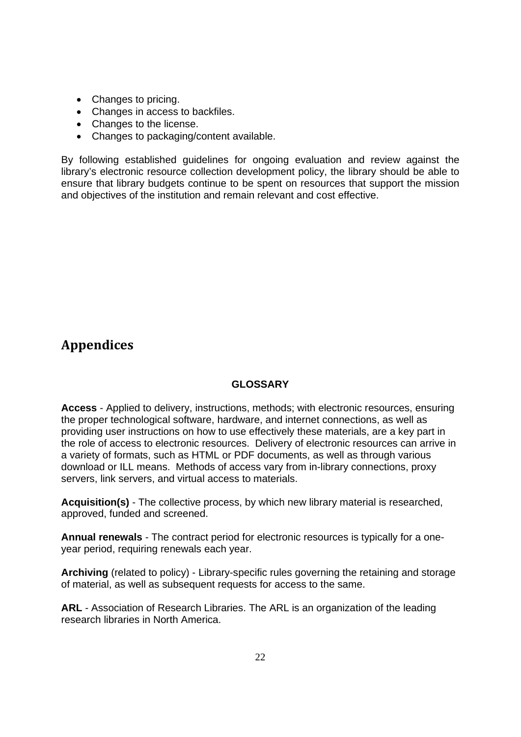- Changes to pricing.
- Changes in access to backfiles.
- Changes to the license.
- Changes to packaging/content available.

By following established guidelines for ongoing evaluation and review against the library's electronic resource collection development policy, the library should be able to ensure that library budgets continue to be spent on resources that support the mission and objectives of the institution and remain relevant and cost effective.

# Appendices

## GLOSSARY

**Access** - Applied to delivery, instructions, methods; with electronic resources, ensuring the proper technological software, hardware, and internet connections, as well as providing user instructions on how to use effectively these materials, are a key part in the role of access to electronic resources. Delivery of electronic resources can arrive in a variety of formats, such as HTML or PDF documents, as well as through various download or ILL means. Methods of access vary from in-library connections, proxy servers, link servers, and virtual access to materials.

**Acquisition(s)** - The collective process, by which new library material is researched, approved, funded and screened.

**Annual renewals** - The contract period for electronic resources is typically for a one-year period, requiring renewals each year.

**Archiving** (related to policy) - Library-specific rules governing the retaining and storage of material, as well as subsequent requests for access to the same.

**ARL** - Association of Research Libraries. The ARL is an organization of the leading research libraries in North America.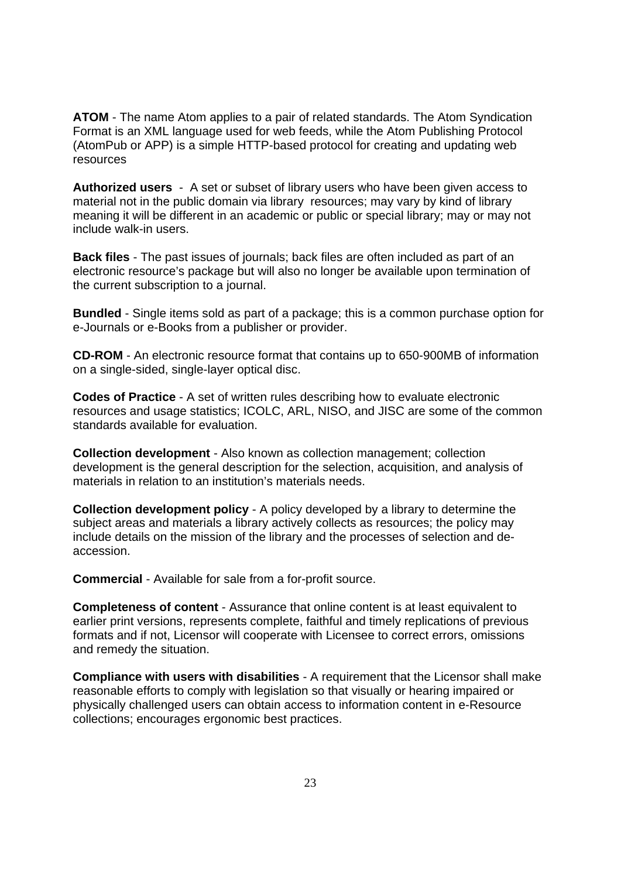**ATOM** - The name Atom applies to a pair of related standards. The Atom Syndication Format is an XML language used for web feeds, while the Atom Publishing Protocol (AtomPub or APP) is a simple HTTP-based protocol for creating and updating web resources

**Authorized users** - A set or subset of library users who have been given access to material not in the public domain via library resources; may vary by kind of library meaning it will be different in an academic or public or special library; may or may not include walk-in users.

**Back files** - The past issues of journals; back files are often included as part of an electronic resource's package but will also no longer be available upon termination of the current subscription to a journal.

**Bundled** - Single items sold as part of a package; this is a common purchase option for e-Journals or e-Books from a publisher or provider.

**CD-ROM** - An electronic resource format that contains up to 650-900MB of information on a single-sided, single-layer optical disc.

**Codes of Practice** - A set of written rules describing how to evaluate electronic resources and usage statistics; ICOLC, ARL, NISO, and JISC are some of the common standards available for evaluation.

**Collection development** - Also known as collection management; collection development is the general description for the selection, acquisition, and analysis of materials in relation to an institution's materials needs.

**Collection development policy** - A policy developed by a library to determine the subject areas and materials a library actively collects as resources; the policy may include details on the mission of the library and the processes of selection and de-accession.

**Commercial** - Available for sale from a for-profit source.

**Completeness of content** - Assurance that online content is at least equivalent to earlier print versions, represents complete, faithful and timely replications of previous formats and if not, Licensor will cooperate with Licensee to correct errors, omissions and remedy the situation.

**Compliance with users with disabilities** - A requirement that the Licensor shall make reasonable efforts to comply with legislation so that visually or hearing impaired or physically challenged users can obtain access to information content in e-Resource collections; encourages ergonomic best practices.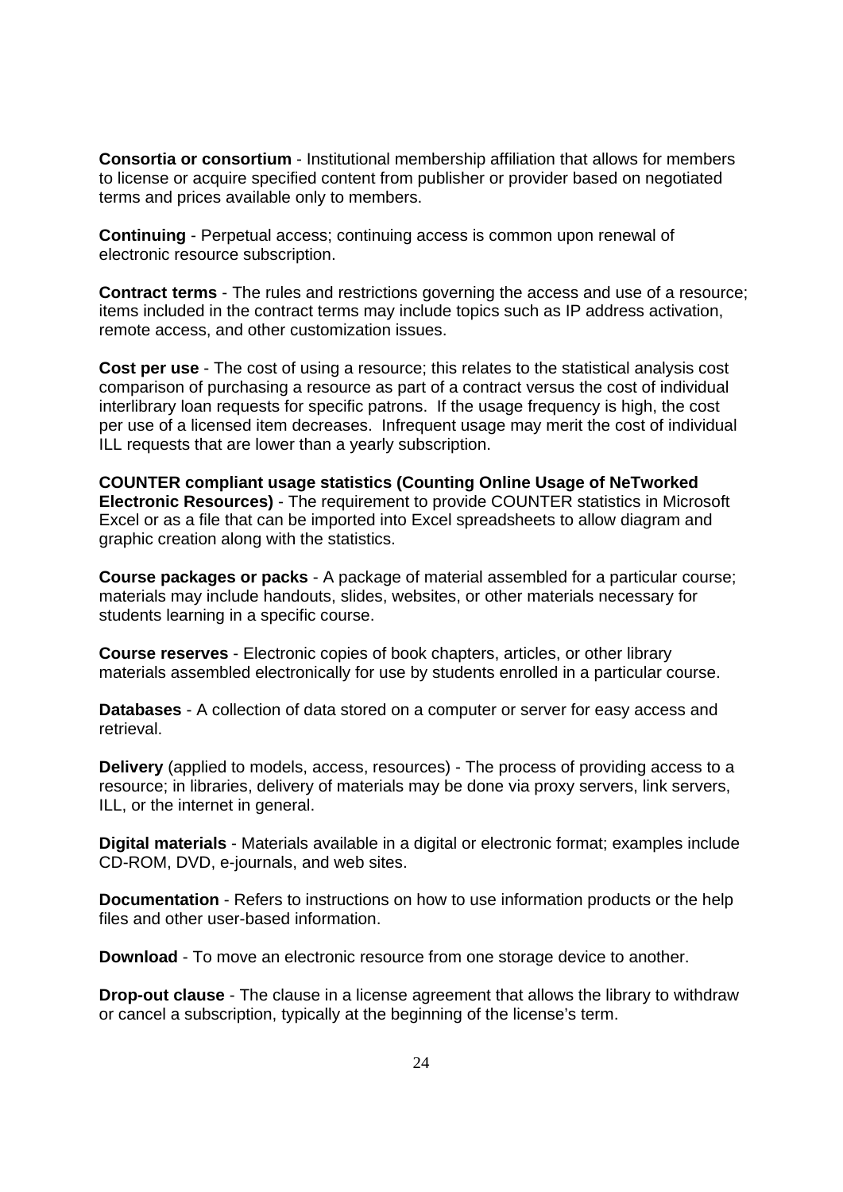**Consortia or consortium** - Institutional membership affiliation that allows for members to license or acquire specified content from publisher or provider based on negotiated terms and prices available only to members.

**Continuing** - Perpetual access; continuing access is common upon renewal of electronic resource subscription.

**Contract terms** - The rules and restrictions governing the access and use of a resource; items included in the contract terms may include topics such as IP address activation, remote access, and other customization issues.

**Cost per use** - The cost of using a resource; this relates to the statistical analysis cost comparison of purchasing a resource as part of a contract versus the cost of individual interlibrary loan requests for specific patrons. If the usage frequency is high, the cost per use of a licensed item decreases. Infrequent usage may merit the cost of individual ILL requests that are lower than a yearly subscription.

**COUNTER compliant usage statistics (Counting Online Usage of NeTworked Electronic Resources)** - The requirement to provide COUNTER statistics in Microsoft Excel or as a file that can be imported into Excel spreadsheets to allow diagram and graphic creation along with the statistics.

**Course packages or packs** - A package of material assembled for a particular course; materials may include handouts, slides, websites, or other materials necessary for students learning in a specific course.

**Course reserves** - Electronic copies of book chapters, articles, or other library materials assembled electronically for use by students enrolled in a particular course.

**Databases** - A collection of data stored on a computer or server for easy access and retrieval.

**Delivery** (applied to models, access, resources) - The process of providing access to a resource; in libraries, delivery of materials may be done via proxy servers, link servers, ILL, or the internet in general.

**Digital materials** - Materials available in a digital or electronic format; examples include CD-ROM, DVD, e-journals, and web sites.

**Documentation** - Refers to instructions on how to use information products or the help files and other user-based information.

**Download** - To move an electronic resource from one storage device to another.

**Drop-out clause** - The clause in a license agreement that allows the library to withdraw or cancel a subscription, typically at the beginning of the license's term.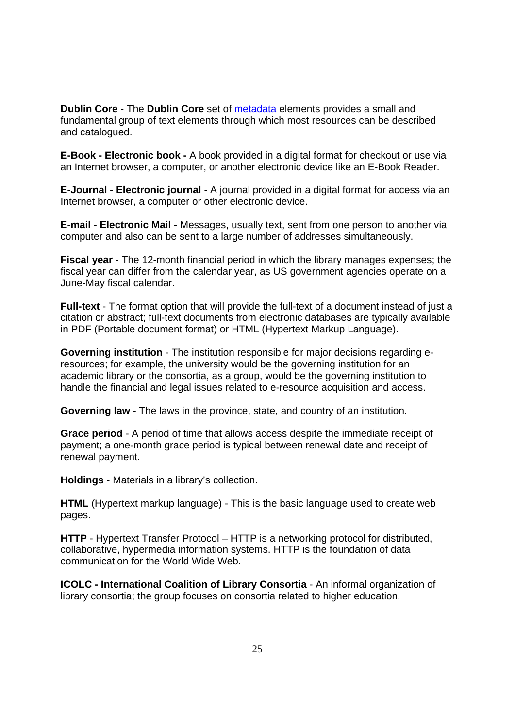**Dublin Core** - The **Dublin Core** set of metadata elements provides a small and fundamental group of text elements through which most resources can be described and catalogued.

**E-Book - Electronic book -** A book provided in a digital format for checkout or use via an Internet browser, a computer, or another electronic device like an E-Book Reader.

**E-Journal - Electronic journal** - A journal provided in a digital format for access via an Internet browser, a computer or other electronic device.

**E-mail - Electronic Mail** - Messages, usually text, sent from one person to another via computer and also can be sent to a large number of addresses simultaneously.

**Fiscal year** - The 12-month financial period in which the library manages expenses; the fiscal year can differ from the calendar year, as US government agencies operate on a June-May fiscal calendar.

**Full-text** - The format option that will provide the full-text of a document instead of just a citation or abstract; full-text documents from electronic databases are typically available in PDF (Portable document format) or HTML (Hypertext Markup Language).

**Governing institution** - The institution responsible for major decisions regarding e-resources; for example, the university would be the governing institution for an academic library or the consortia, as a group, would be the governing institution to handle the financial and legal issues related to e-resource acquisition and access.

**Governing law** - The laws in the province, state, and country of an institution.

**Grace period** - A period of time that allows access despite the immediate receipt of payment; a one-month grace period is typical between renewal date and receipt of renewal payment.

**Holdings** - Materials in a library's collection.

**HTML** (Hypertext markup language) - This is the basic language used to create web pages.

**HTTP** - Hypertext Transfer Protocol – HTTP is a networking protocol for distributed, collaborative, hypermedia information systems. HTTP is the foundation of data communication for the World Wide Web.

**ICOLC - International Coalition of Library Consortia** - An informal organization of library consortia; the group focuses on consortia related to higher education.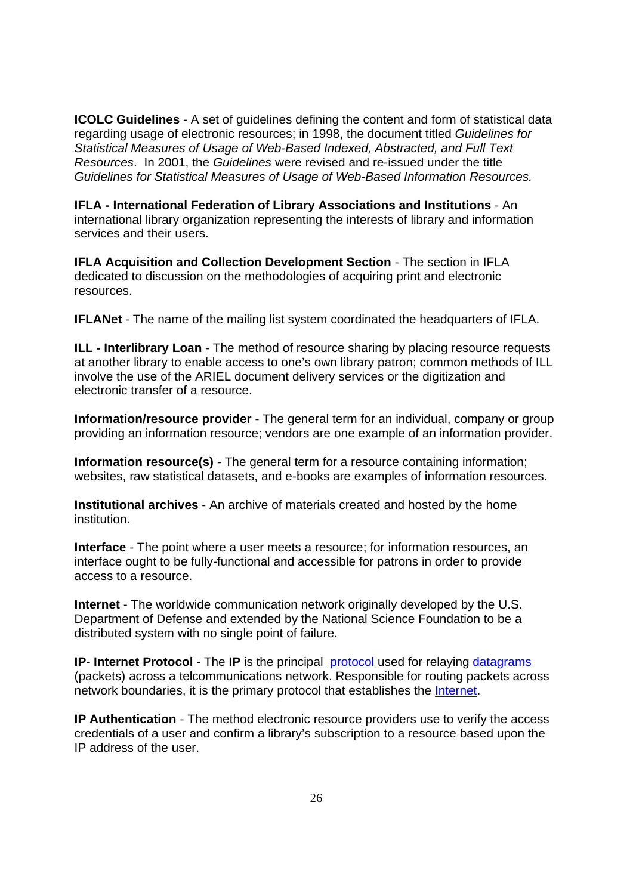**ICOLC Guidelines** - A set of guidelines defining the content and form of statistical data regarding usage of electronic resources; in 1998, the document titled *Guidelines for Statistical Measures of Usage of Web-Based Indexed, Abstracted, and Full Text Resources*. In 2001, the *Guidelines* were revised and re-issued under the title *Guidelines for Statistical Measures of Usage of Web-Based Information Resources.*

**IFLA - International Federation of Library Associations and Institutions** - An international library organization representing the interests of library and information services and their users.

**IFLA Acquisition and Collection Development Section** - The section in IFLA dedicated to discussion on the methodologies of acquiring print and electronic resources.

**IFLANet** - The name of the mailing list system coordinated the headquarters of IFLA.

**ILL - Interlibrary Loan** - The method of resource sharing by placing resource requests at another library to enable access to one's own library patron; common methods of ILL involve the use of the ARIEL document delivery services or the digitization and electronic transfer of a resource.

**Information/resource provider** - The general term for an individual, company or group providing an information resource; vendors are one example of an information provider.

**Information resource(s)** - The general term for a resource containing information; websites, raw statistical datasets, and e-books are examples of information resources.

**Institutional archives** - An archive of materials created and hosted by the home institution.

**Interface** - The point where a user meets a resource; for information resources, an interface ought to be fully-functional and accessible for patrons in order to provide access to a resource.

**Internet** - The worldwide communication network originally developed by the U.S. Department of Defense and extended by the National Science Foundation to be a distributed system with no single point of failure.

**IP- Internet Protocol -** The **IP** is the principal protocol used for relaying datagrams (packets) across a telcommunications network. Responsible for routing packets across network boundaries, it is the primary protocol that establishes the Internet.

**IP Authentication** - The method electronic resource providers use to verify the access credentials of a user and confirm a library's subscription to a resource based upon the IP address of the user.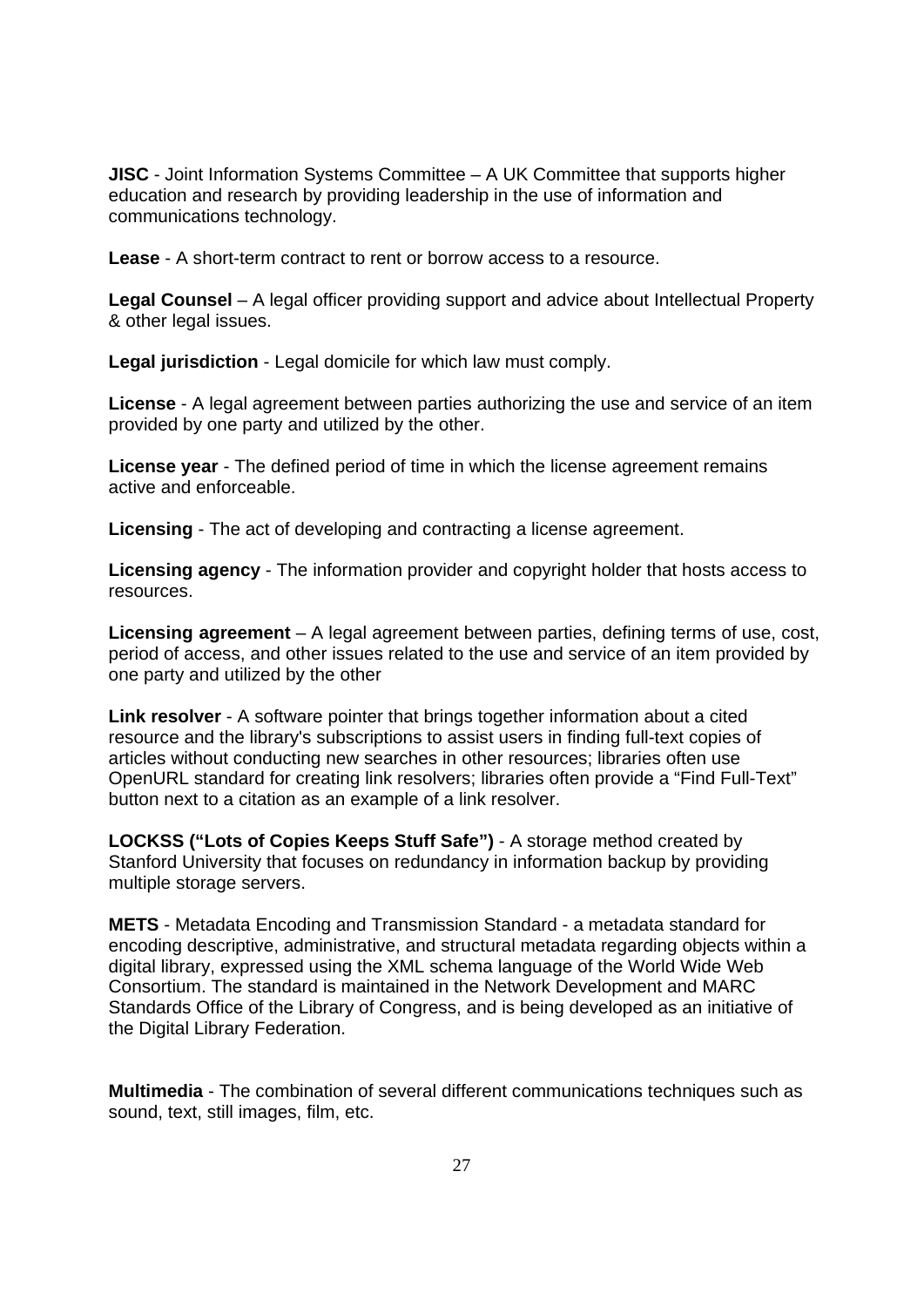**JISC** - Joint Information Systems Committee – A UK Committee that supports higher education and research by providing leadership in the use of information and communications technology.

**Lease** - A short-term contract to rent or borrow access to a resource.

**Legal Counsel** – A legal officer providing support and advice about Intellectual Property & other legal issues.

**Legal jurisdiction** - Legal domicile for which law must comply.

**License** - A legal agreement between parties authorizing the use and service of an item provided by one party and utilized by the other.

**License year** - The defined period of time in which the license agreement remains active and enforceable.

**Licensing** - The act of developing and contracting a license agreement.

**Licensing agency** - The information provider and copyright holder that hosts access to resources.

**Licensing agreement** – A legal agreement between parties, defining terms of use, cost, period of access, and other issues related to the use and service of an item provided by one party and utilized by the other

**Link resolver** - A software pointer that brings together information about a cited resource and the library's subscriptions to assist users in finding full-text copies of articles without conducting new searches in other resources; libraries often use OpenURL standard for creating link resolvers; libraries often provide a "Find Full-Text" button next to a citation as an example of a link resolver.

**LOCKSS ("Lots of Copies Keeps Stuff Safe")** - A storage method created by Stanford University that focuses on redundancy in information backup by providing multiple storage servers.

**METS** - Metadata Encoding and Transmission Standard - a metadata standard for encoding descriptive, administrative, and structural metadata regarding objects within a digital library, expressed using the XML schema language of the World Wide Web Consortium. The standard is maintained in the Network Development and MARC Standards Office of the Library of Congress, and is being developed as an initiative of the Digital Library Federation.

**Multimedia** - The combination of several different communications techniques such as sound, text, still images, film, etc.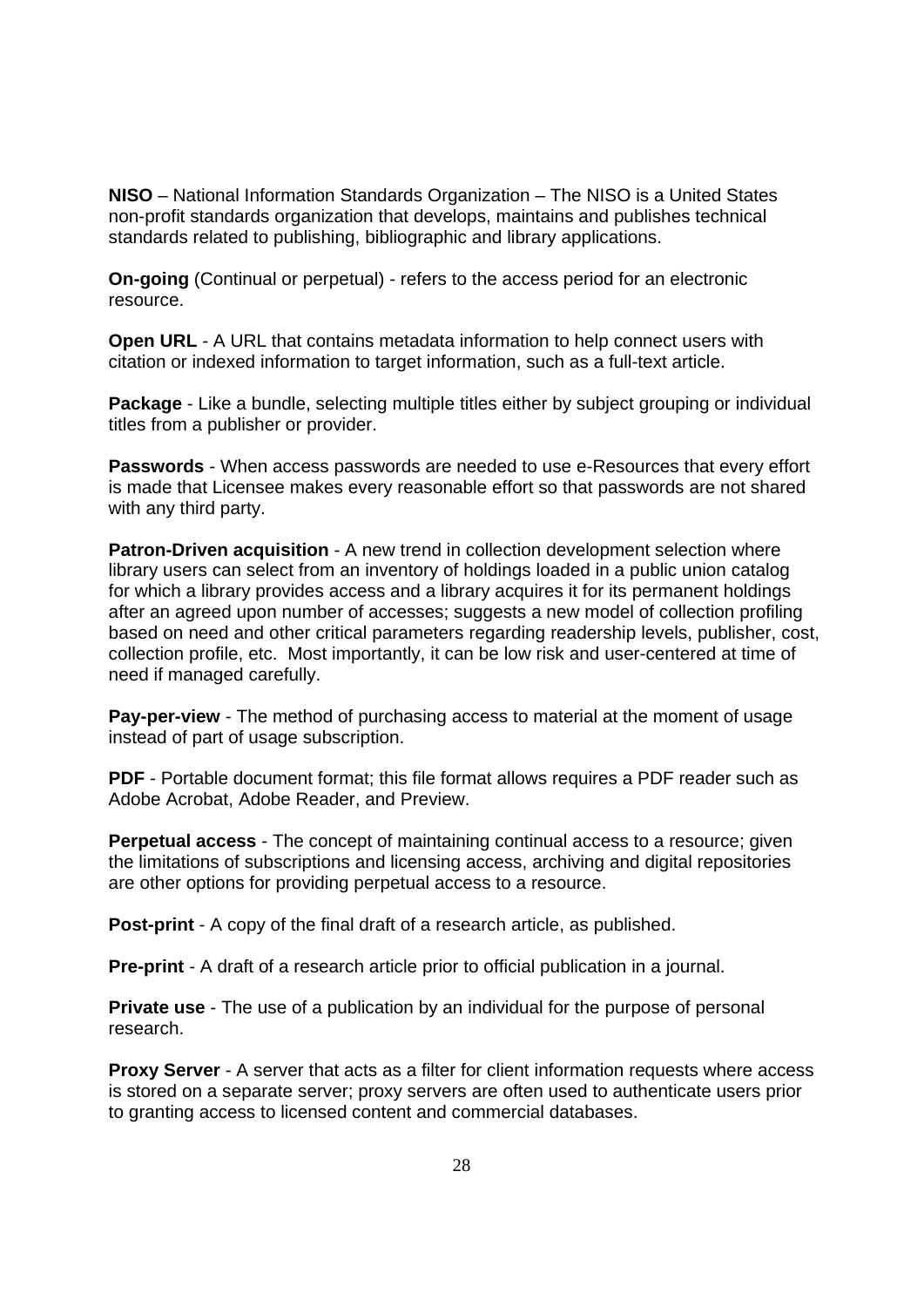**NISO** – National Information Standards Organization – The NISO is a United States non-profit standards organization that develops, maintains and publishes technical standards related to publishing, bibliographic and library applications.

**On-going** (Continual or perpetual) - refers to the access period for an electronic resource.

**Open URL** - A URL that contains metadata information to help connect users with citation or indexed information to target information, such as a full-text article.

**Package** - Like a bundle, selecting multiple titles either by subject grouping or individual titles from a publisher or provider.

**Passwords** - When access passwords are needed to use e-Resources that every effort is made that Licensee makes every reasonable effort so that passwords are not shared with any third party.

**Patron-Driven acquisition** - A new trend in collection development selection where library users can select from an inventory of holdings loaded in a public union catalog for which a library provides access and a library acquires it for its permanent holdings after an agreed upon number of accesses; suggests a new model of collection profiling based on need and other critical parameters regarding readership levels, publisher, cost, collection profile, etc. Most importantly, it can be low risk and user-centered at time of need if managed carefully.

**Pay-per-view** - The method of purchasing access to material at the moment of usage instead of part of usage subscription.

**PDF** - Portable document format; this file format allows requires a PDF reader such as Adobe Acrobat, Adobe Reader, and Preview.

**Perpetual access** - The concept of maintaining continual access to a resource; given the limitations of subscriptions and licensing access, archiving and digital repositories are other options for providing perpetual access to a resource.

**Post-print** - A copy of the final draft of a research article, as published.

**Pre-print** - A draft of a research article prior to official publication in a journal.

**Private use** - The use of a publication by an individual for the purpose of personal research.

**Proxy Server** - A server that acts as a filter for client information requests where access is stored on a separate server; proxy servers are often used to authenticate users prior to granting access to licensed content and commercial databases.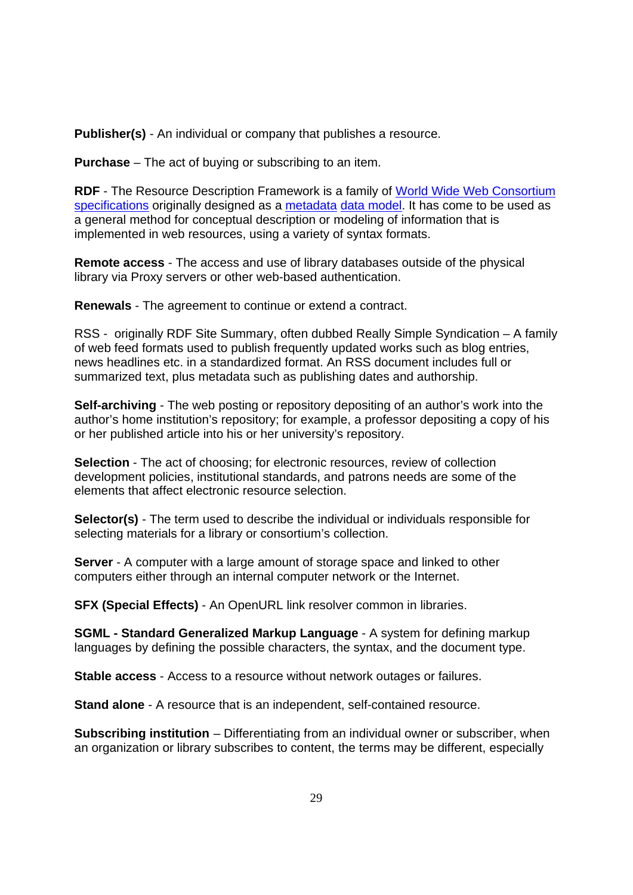**Publisher(s)** - An individual or company that publishes a resource.

**Purchase** – The act of buying or subscribing to an item.

**RDF** - The Resource Description Framework is a family of World Wide Web Consortium specifications originally designed as a metadata data model. It has come to be used as a general method for conceptual description or modeling of information that is implemented in web resources, using a variety of syntax formats.

**Remote access** - The access and use of library databases outside of the physical library via Proxy servers or other web-based authentication.

**Renewals** - The agreement to continue or extend a contract.

RSS - originally RDF Site Summary, often dubbed Really Simple Syndication – A family of web feed formats used to publish frequently updated works such as blog entries, news headlines etc. in a standardized format. An RSS document includes full or summarized text, plus metadata such as publishing dates and authorship.

**Self-archiving** - The web posting or repository depositing of an author's work into the author's home institution's repository; for example, a professor depositing a copy of his or her published article into his or her university's repository.

**Selection** - The act of choosing; for electronic resources, review of collection development policies, institutional standards, and patrons needs are some of the elements that affect electronic resource selection.

**Selector(s)** - The term used to describe the individual or individuals responsible for selecting materials for a library or consortium's collection.

**Server** - A computer with a large amount of storage space and linked to other computers either through an internal computer network or the Internet.

**SFX (Special Effects)** - An OpenURL link resolver common in libraries.

**SGML - Standard Generalized Markup Language** - A system for defining markup languages by defining the possible characters, the syntax, and the document type.

**Stable access** - Access to a resource without network outages or failures.

**Stand alone** - A resource that is an independent, self-contained resource.

**Subscribing institution** – Differentiating from an individual owner or subscriber, when an organization or library subscribes to content, the terms may be different, especially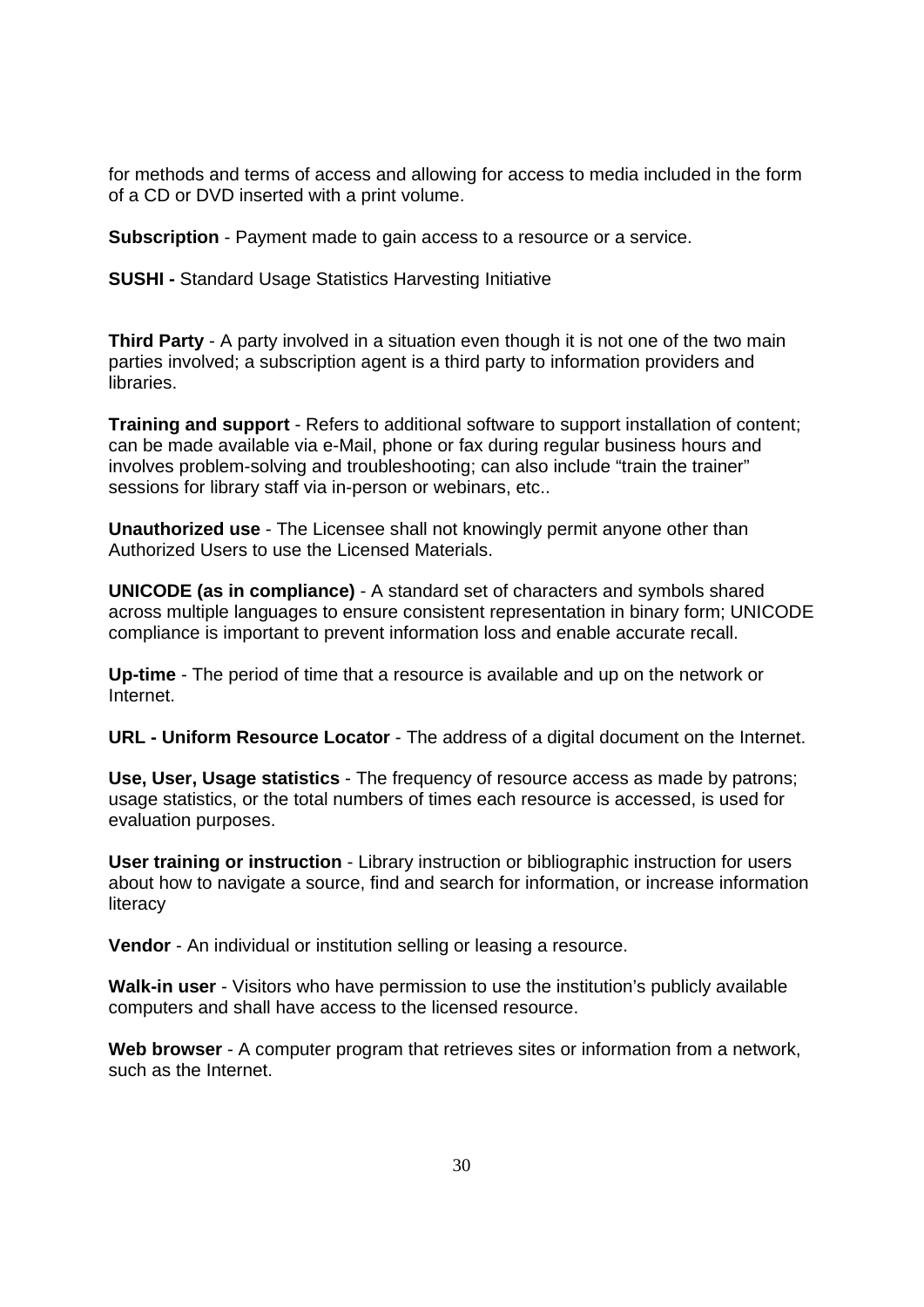for methods and terms of access and allowing for access to media included in the form of a CD or DVD inserted with a print volume.

**Subscription** - Payment made to gain access to a resource or a service.

**SUSHI -** Standard Usage Statistics Harvesting Initiative

**Third Party** - A party involved in a situation even though it is not one of the two main parties involved; a subscription agent is a third party to information providers and libraries.

**Training and support** - Refers to additional software to support installation of content; can be made available via e-Mail, phone or fax during regular business hours and involves problem-solving and troubleshooting; can also include “train the trainer” sessions for library staff via in-person or webinars, etc..

**Unauthorized use** - The Licensee shall not knowingly permit anyone other than Authorized Users to use the Licensed Materials.

**UNICODE (as in compliance)** - A standard set of characters and symbols shared across multiple languages to ensure consistent representation in binary form; UNICODE compliance is important to prevent information loss and enable accurate recall.

**Up-time** - The period of time that a resource is available and up on the network or Internet.

**URL - Uniform Resource Locator** - The address of a digital document on the Internet.

**Use, User, Usage statistics** - The frequency of resource access as made by patrons; usage statistics, or the total numbers of times each resource is accessed, is used for evaluation purposes.

**User training or instruction** - Library instruction or bibliographic instruction for users about how to navigate a source, find and search for information, or increase information literacy

**Vendor** - An individual or institution selling or leasing a resource.

**Walk-in user** - Visitors who have permission to use the institution’s publicly available computers and shall have access to the licensed resource.

**Web browser** - A computer program that retrieves sites or information from a network, such as the Internet.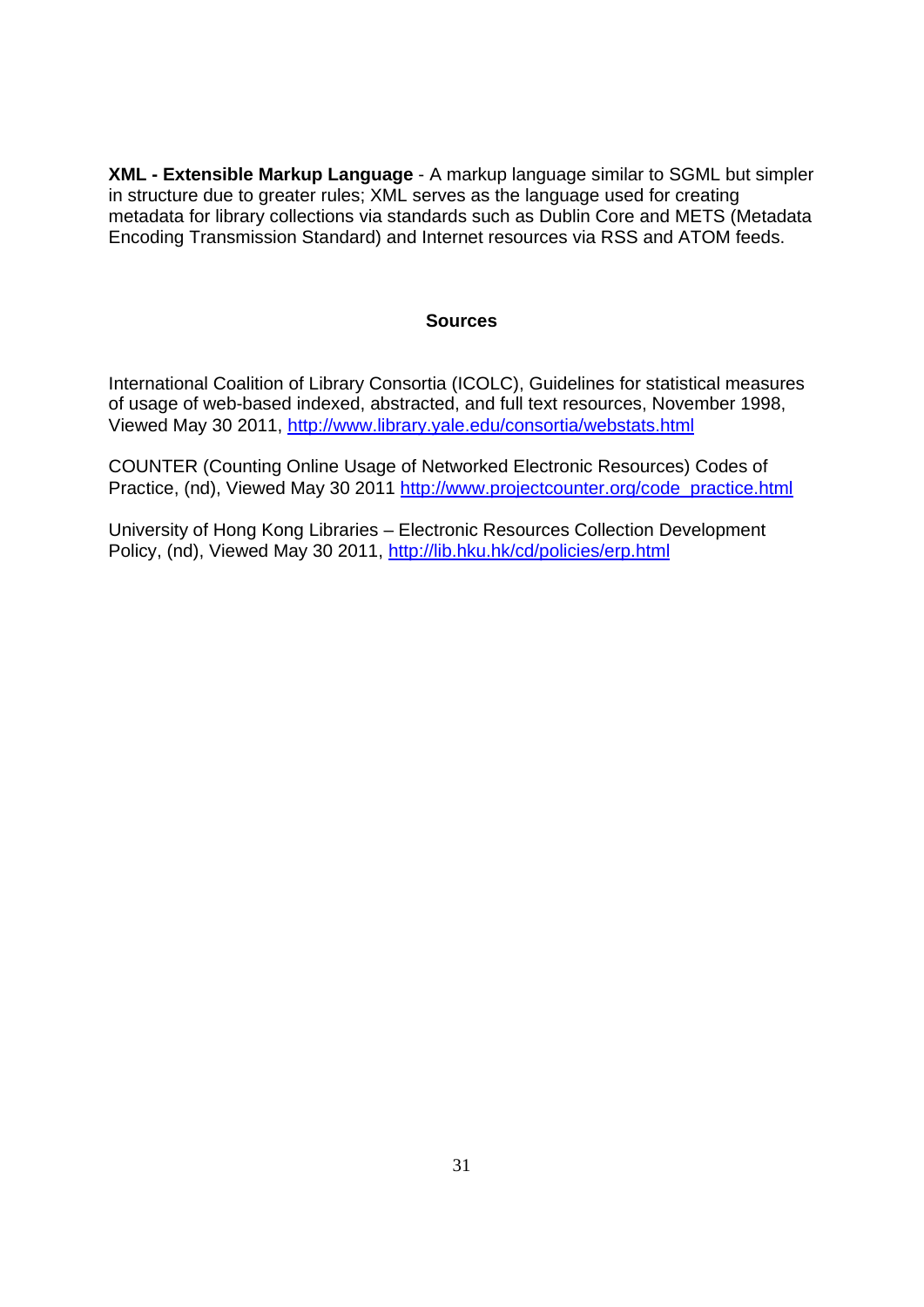**XML - Extensible Markup Language** - A markup language similar to SGML but simpler in structure due to greater rules; XML serves as the language used for creating metadata for library collections via standards such as Dublin Core and METS (Metadata Encoding Transmission Standard) and Internet resources via RSS and ATOM feeds.

## Sources

International Coalition of Library Consortia (ICOLC), Guidelines for statistical measures of usage of web-based indexed, abstracted, and full text resources, November 1998, Viewed May 30 2011, http://www.library.yale.edu/consortia/webstats.html

COUNTER (Counting Online Usage of Networked Electronic Resources) Codes of Practice, (nd), Viewed May 30 2011 http://www.projectcounter.org/code_practice.html

University of Hong Kong Libraries – Electronic Resources Collection Development Policy, (nd), Viewed May 30 2011, http://lib.hku.hk/cd/policies/erp.html